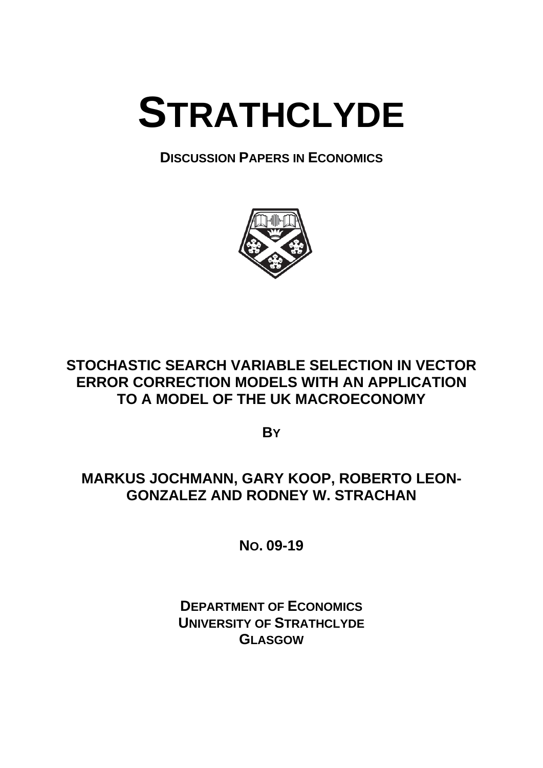# STRATHCLYDE

**DISCUSSION PAPERS IN ECONOMICS**

## STOCHASTIC SEARCH VARIABLE SELECTION IN VECTOR ERROR CORRECTION MODELS WITH AN APPLICATION TO A MODEL OF THE UK MACROECONOMY

**BY**

**MARKUS JOCHMANN, GARY KOOP, ROBERTO LEON-GONZALEZ AND RODNEY W. STRACHAN**

**NO. 09-19**

**DEPARTMENT OF ECONOMICS**
**UNIVERSITY OF STRATHCLYDE**
**GLASGOW**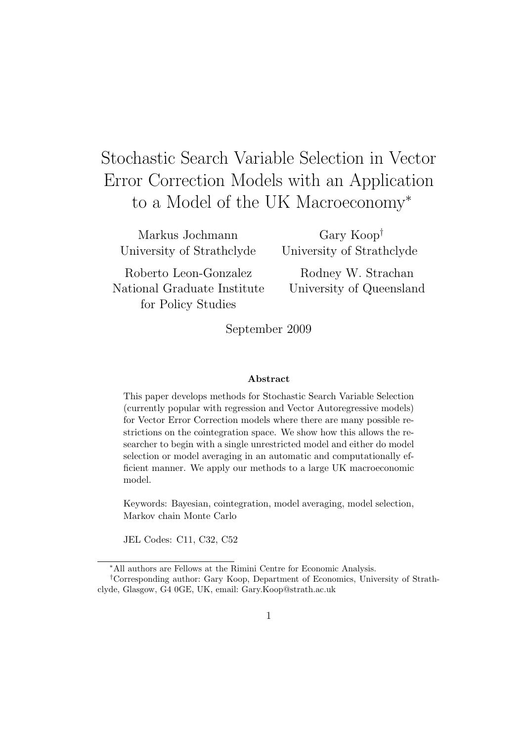# Stochastic Search Variable Selection in Vector Error Correction Models with an Application to a Model of the UK Macroeconomy*

Markus Jochmann
University of Strathclyde

Gary Koop†
University of Strathclyde

Roberto Leon-Gonzalez
National Graduate Institute for Policy Studies

Rodney W. Strachan
University of Queensland

September 2009

**Abstract**

This paper develops methods for Stochastic Search Variable Selection (currently popular with regression and Vector Autoregressive models) for Vector Error Correction models where there are many possible restrictions on the cointegration space. We show how this allows the researcher to begin with a single unrestricted model and either do model selection or model averaging in an automatic and computationally efficient manner. We apply our methods to a large UK macroeconomic model.

Keywords: Bayesian, cointegration, model averaging, model selection, Markov chain Monte Carlo

JEL Codes: C11, C32, C52

*All authors are Fellows at the Rimini Centre for Economic Analysis.

†Corresponding author: Gary Koop, Department of Economics, University of Strathclyde, Glasgow, G4 0GE, UK, email: Gary.Koop@strath.ac.uk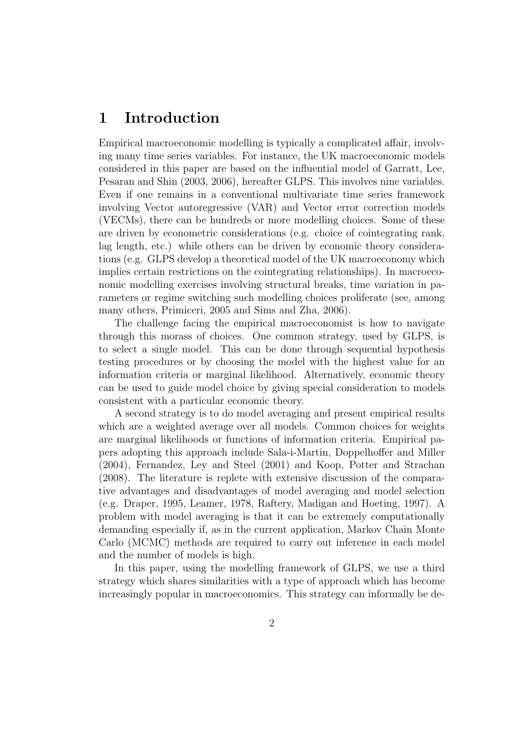# 1 Introduction

Empirical macroeconomic modelling is typically a complicated affair, involving many time series variables. For instance, the UK macroeconomic models considered in this paper are based on the influential model of Garratt, Lee, Pesaran and Shin (2003, 2006), hereafter GLPS. This involves nine variables. Even if one remains in a conventional multivariate time series framework involving Vector autoregressive (VAR) and Vector error correction models (VECMs), there can be hundreds or more modelling choices. Some of these are driven by econometric considerations (e.g. choice of cointegrating rank, lag length, etc.) while others can be driven by economic theory considerations (e.g. GLPS develop a theoretical model of the UK macroeconomy which implies certain restrictions on the cointegrating relationships). In macroeconomic modelling exercises involving structural breaks, time variation in parameters or regime switching such modelling choices proliferate (see, among many others, Primiceri, 2005 and Sims and Zha, 2006).

The challenge facing the empirical macroeconomist is how to navigate through this morass of choices. One common strategy, used by GLPS, is to select a single model. This can be done through sequential hypothesis testing procedures or by choosing the model with the highest value for an information criteria or marginal likelihood. Alternatively, economic theory can be used to guide model choice by giving special consideration to models consistent with a particular economic theory.

A second strategy is to do model averaging and present empirical results which are a weighted average over all models. Common choices for weights are marginal likelihoods or functions of information criteria. Empirical papers adopting this approach include Sala-i-Martin, Doppelhoffer and Miller (2004), Fernandez, Ley and Steel (2001) and Koop, Potter and Strachan (2008). The literature is replete with extensive discussion of the comparative advantages and disadvantages of model averaging and model selection (e.g. Draper, 1995, Leamer, 1978, Raftery, Madigan and Hoeting, 1997). A problem with model averaging is that it can be extremely computationally demanding especially if, as in the current application, Markov Chain Monte Carlo (MCMC) methods are required to carry out inference in each model and the number of models is high.

In this paper, using the modelling framework of GLPS, we use a third strategy which shares similarities with a type of approach which has become increasingly popular in macroeconomics. This strategy can informally be de-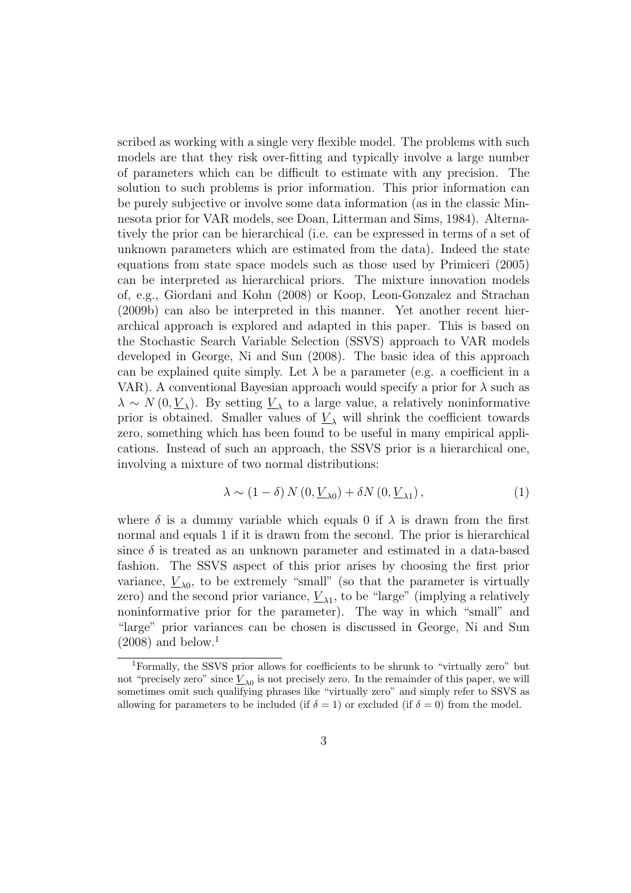scribed as working with a single very flexible model. The problems with such models are that they risk over-fitting and typically involve a large number of parameters which can be difficult to estimate with any precision. The solution to such problems is prior information. This prior information can be purely subjective or involve some data information (as in the classic Minnesota prior for VAR models, see Doan, Litterman and Sims, 1984). Alternatively the prior can be hierarchical (i.e. can be expressed in terms of a set of unknown parameters which are estimated from the data). Indeed the state equations from state space models such as those used by Primiceri (2005) can be interpreted as hierarchical priors. The mixture innovation models of, e.g., Giordani and Kohn (2008) or Koop, Leon-Gonzalez and Strachan (2009b) can also be interpreted in this manner. Yet another recent hierarchical approach is explored and adapted in this paper. This is based on the Stochastic Search Variable Selection (SSVS) approach to VAR models developed in George, Ni and Sun (2008). The basic idea of this approach can be explained quite simply. Let $\lambda$ be a parameter (e.g. a coefficient in a VAR). A conventional Bayesian approach would specify a prior for $\lambda$ such as $\lambda \sim N\left(0, \underline{V}_{\lambda}\right)$. By setting $\underline{V}_{\lambda}$ to a large value, a relatively noninformative prior is obtained. Smaller values of $\underline{V}_{\lambda}$ will shrink the coefficient towards zero, something which has been found to be useful in many empirical applications. Instead of such an approach, the SSVS prior is a hierarchical one, involving a mixture of two normal distributions:

$$\lambda \sim (1-\delta)\, N\left(0, \underline{V}_{\lambda 0}\right) + \delta N\left(0, \underline{V}_{\lambda 1}\right), \tag{1}$$

where $\delta$ is a dummy variable which equals 0 if $\lambda$ is drawn from the first normal and equals 1 if it is drawn from the second. The prior is hierarchical since $\delta$ is treated as an unknown parameter and estimated in a data-based fashion. The SSVS aspect of this prior arises by choosing the first prior variance, $\underline{V}_{\lambda 0}$, to be extremely "small" (so that the parameter is virtually zero) and the second prior variance, $\underline{V}_{\lambda 1}$, to be "large" (implying a relatively noninformative prior for the parameter). The way in which "small" and "large" prior variances can be chosen is discussed in George, Ni and Sun (2008) and below.[1]

[1] Formally, the SSVS prior allows for coefficients to be shrunk to "virtually zero" but not "precisely zero" since $\underline{V}_{\lambda 0}$ is not precisely zero. In the remainder of this paper, we will sometimes omit such qualifying phrases like "virtually zero" and simply refer to SSVS as allowing for parameters to be included (if $\delta = 1$) or excluded (if $\delta = 0$) from the model.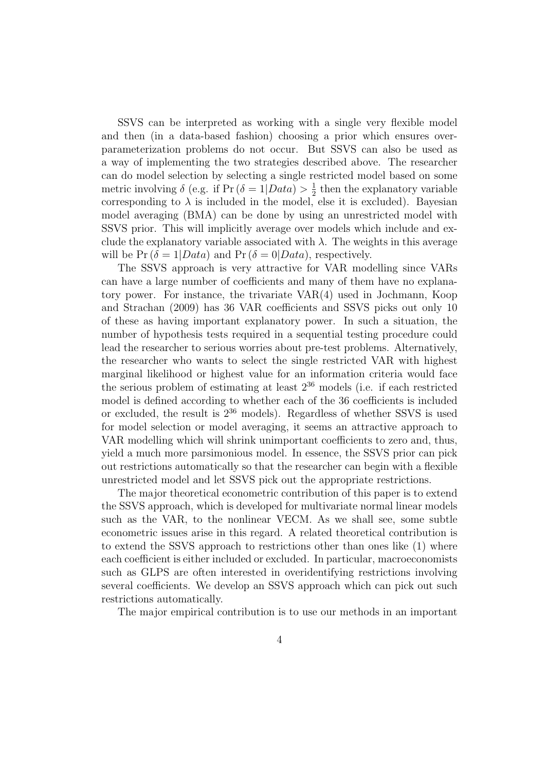SSVS can be interpreted as working with a single very flexible model and then (in a data-based fashion) choosing a prior which ensures over-parameterization problems do not occur. But SSVS can also be used as a way of implementing the two strategies described above. The researcher can do model selection by selecting a single restricted model based on some metric involving $\delta$ (e.g. if $\Pr(\delta = 1|Data) > \frac{1}{2}$ then the explanatory variable corresponding to $\lambda$ is included in the model, else it is excluded). Bayesian model averaging (BMA) can be done by using an unrestricted model with SSVS prior. This will implicitly average over models which include and exclude the explanatory variable associated with $\lambda$. The weights in this average will be $\Pr(\delta = 1|Data)$ and $\Pr(\delta = 0|Data)$, respectively.

The SSVS approach is very attractive for VAR modelling since VARs can have a large number of coefficients and many of them have no explanatory power. For instance, the trivariate VAR(4) used in Jochmann, Koop and Strachan (2009) has 36 VAR coefficients and SSVS picks out only 10 of these as having important explanatory power. In such a situation, the number of hypothesis tests required in a sequential testing procedure could lead the researcher to serious worries about pre-test problems. Alternatively, the researcher who wants to select the single restricted VAR with highest marginal likelihood or highest value for an information criteria would face the serious problem of estimating at least $2^{36}$ models (i.e. if each restricted model is defined according to whether each of the 36 coefficients is included or excluded, the result is $2^{36}$ models). Regardless of whether SSVS is used for model selection or model averaging, it seems an attractive approach to VAR modelling which will shrink unimportant coefficients to zero and, thus, yield a much more parsimonious model. In essence, the SSVS prior can pick out restrictions automatically so that the researcher can begin with a flexible unrestricted model and let SSVS pick out the appropriate restrictions.

The major theoretical econometric contribution of this paper is to extend the SSVS approach, which is developed for multivariate normal linear models such as the VAR, to the nonlinear VECM. As we shall see, some subtle econometric issues arise in this regard. A related theoretical contribution is to extend the SSVS approach to restrictions other than ones like (1) where each coefficient is either included or excluded. In particular, macroeconomists such as GLPS are often interested in overidentifying restrictions involving several coefficients. We develop an SSVS approach which can pick out such restrictions automatically.

The major empirical contribution is to use our methods in an important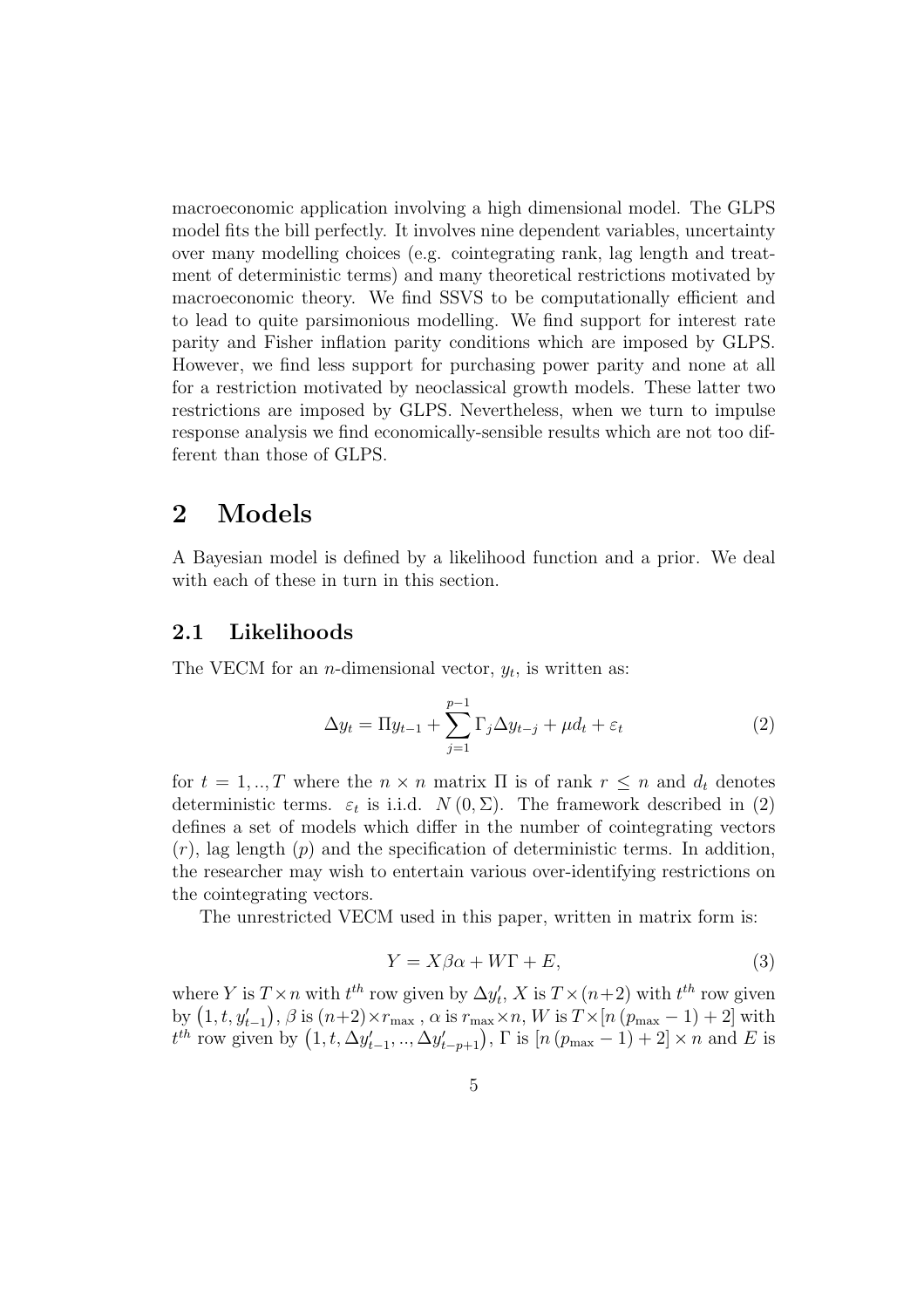macroeconomic application involving a high dimensional model. The GLPS model fits the bill perfectly. It involves nine dependent variables, uncertainty over many modelling choices (e.g. cointegrating rank, lag length and treatment of deterministic terms) and many theoretical restrictions motivated by macroeconomic theory. We find SSVS to be computationally efficient and to lead to quite parsimonious modelling. We find support for interest rate parity and Fisher inflation parity conditions which are imposed by GLPS. However, we find less support for purchasing power parity and none at all for a restriction motivated by neoclassical growth models. These latter two restrictions are imposed by GLPS. Nevertheless, when we turn to impulse response analysis we find economically-sensible results which are not too different than those of GLPS.

# 2 Models

A Bayesian model is defined by a likelihood function and a prior. We deal with each of these in turn in this section.

## 2.1 Likelihoods

The VECM for an $n$-dimensional vector, $y_t$, is written as:

$$\Delta y_t = \Pi y_{t-1} + \sum_{j=1}^{p-1} \Gamma_j \Delta y_{t-j} + \mu d_t + \varepsilon_t \tag{2}$$

for $t = 1, .., T$ where the $n \times n$ matrix $\Pi$ is of rank $r \leq n$ and $d_t$ denotes deterministic terms. $\varepsilon_t$ is i.i.d. $N(0, \Sigma)$. The framework described in (2) defines a set of models which differ in the number of cointegrating vectors ($r$), lag length ($p$) and the specification of deterministic terms. In addition, the researcher may wish to entertain various over-identifying restrictions on the cointegrating vectors.

The unrestricted VECM used in this paper, written in matrix form is:

$$Y = X\beta\alpha + W\Gamma + E, \tag{3}$$

where $Y$ is $T \times n$ with $t^{th}$ row given by $\Delta y_t'$, $X$ is $T \times (n+2)$ with $t^{th}$ row given by $\left(1, t, y_{t-1}'\right)$, $\beta$ is $(n+2) \times r_{\max}$, $\alpha$ is $r_{\max} \times n$, $W$ is $T \times [n(p_{\max} - 1) + 2]$ with $t^{th}$ row given by $\left(1, t, \Delta y_{t-1}', .., \Delta y_{t-p+1}'\right)$, $\Gamma$ is $[n(p_{\max} - 1) + 2] \times n$ and $E$ is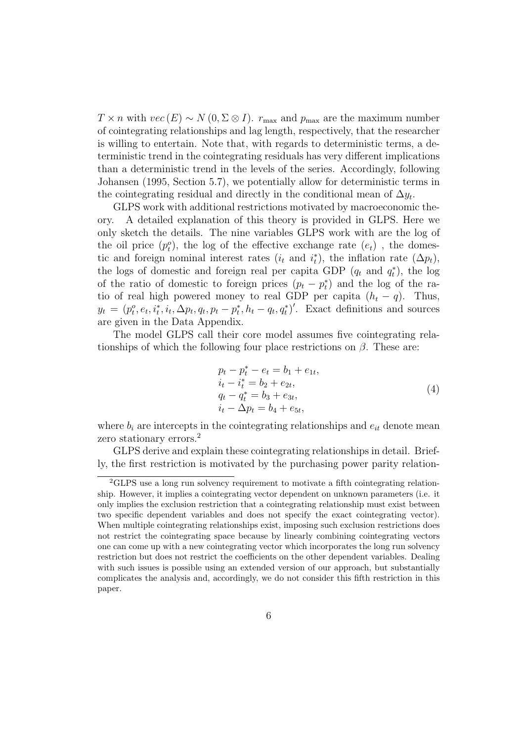$T \times n$ with $vec(E) \sim N(0, \Sigma \otimes I)$. $r_{\max}$ and $p_{\max}$ are the maximum number of cointegrating relationships and lag length, respectively, that the researcher is willing to entertain. Note that, with regards to deterministic terms, a deterministic trend in the cointegrating residuals has very different implications than a deterministic trend in the levels of the series. Accordingly, following Johansen (1995, Section 5.7), we potentially allow for deterministic terms in the cointegrating residual and directly in the conditional mean of $\Delta y_t$.

GLPS work with additional restrictions motivated by macroeconomic theory. A detailed explanation of this theory is provided in GLPS. Here we only sketch the details. The nine variables GLPS work with are the log of the oil price ($p_t^o$), the log of the effective exchange rate ($e_t$) , the domestic and foreign nominal interest rates ($i_t$ and $i_t^*$), the inflation rate ($\Delta p_t$), the logs of domestic and foreign real per capita GDP ($q_t$ and $q_t^*$), the log of the ratio of domestic to foreign prices ($p_t - p_t^*$) and the log of the ratio of real high powered money to real GDP per capita ($h_t - q$). Thus, $y_t = (p_t^o, e_t, i_t^*, i_t, \Delta p_t, q_t, p_t - p_t^*, h_t - q_t, q_t^*)'$. Exact definitions and sources are given in the Data Appendix.

The model GLPS call their core model assumes five cointegrating relationships of which the following four place restrictions on $\beta$. These are:

$$
\begin{aligned}
&p_t - p_t^* - e_t = b_1 + e_{1t}, \\
&i_t - i_t^* = b_2 + e_{2t}, \\
&q_t - q_t^* = b_3 + e_{3t}, \\
&i_t - \Delta p_t = b_4 + e_{5t},
\end{aligned}
\tag{4}
$$

where $b_i$ are intercepts in the cointegrating relationships and $e_{it}$ denote mean zero stationary errors.[2]

GLPS derive and explain these cointegrating relationships in detail. Briefly, the first restriction is motivated by the purchasing power parity relation-

[2] GLPS use a long run solvency requirement to motivate a fifth cointegrating relationship. However, it implies a cointegrating vector dependent on unknown parameters (i.e. it only implies the exclusion restriction that a cointegrating relationship must exist between two specific dependent variables and does not specify the exact cointegrating vector). When multiple cointegrating relationships exist, imposing such exclusion restrictions does not restrict the cointegrating space because by linearly combining cointegrating vectors one can come up with a new cointegrating vector which incorporates the long run solvency restriction but does not restrict the coefficients on the other dependent variables. Dealing with such issues is possible using an extended version of our approach, but substantially complicates the analysis and, accordingly, we do not consider this fifth restriction in this paper.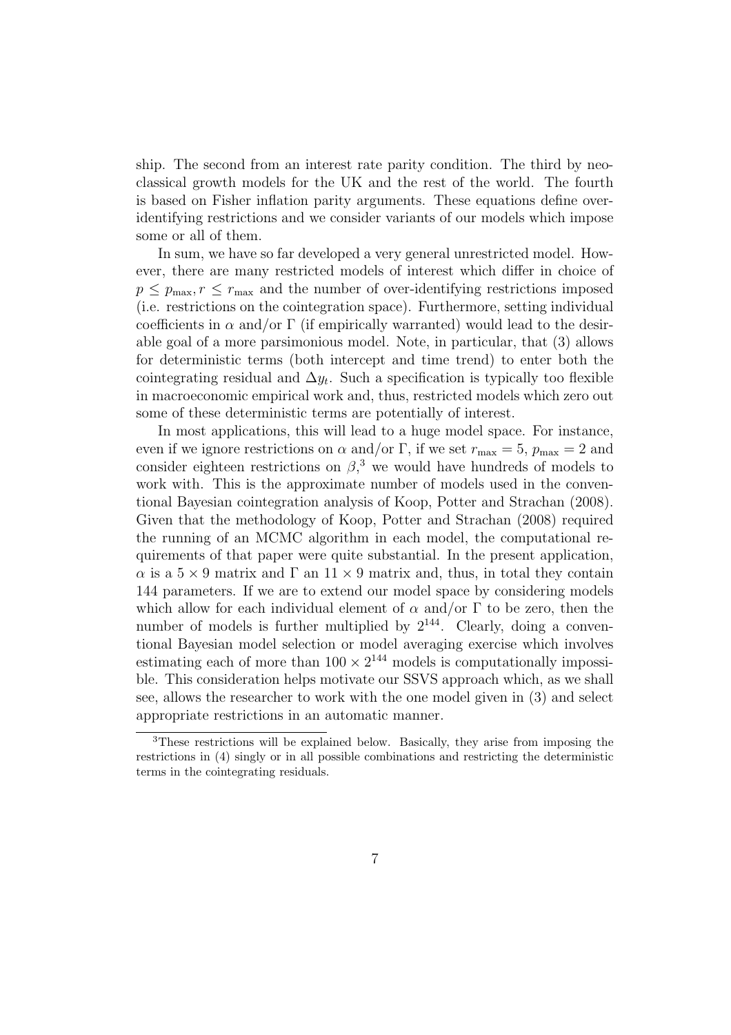ship. The second from an interest rate parity condition. The third by neoclassical growth models for the UK and the rest of the world. The fourth is based on Fisher inflation parity arguments. These equations define over-identifying restrictions and we consider variants of our models which impose some or all of them.

In sum, we have so far developed a very general unrestricted model. However, there are many restricted models of interest which differ in choice of $p \leq p_{\max}, r \leq r_{\max}$ and the number of over-identifying restrictions imposed (i.e. restrictions on the cointegration space). Furthermore, setting individual coefficients in $\alpha$ and/or $\Gamma$ (if empirically warranted) would lead to the desirable goal of a more parsimonious model. Note, in particular, that (3) allows for deterministic terms (both intercept and time trend) to enter both the cointegrating residual and $\Delta y_t$. Such a specification is typically too flexible in macroeconomic empirical work and, thus, restricted models which zero out some of these deterministic terms are potentially of interest.

In most applications, this will lead to a huge model space. For instance, even if we ignore restrictions on $\alpha$ and/or $\Gamma$, if we set $r_{\max} = 5$, $p_{\max} = 2$ and consider eighteen restrictions on $\beta$,[3] we would have hundreds of models to work with. This is the approximate number of models used in the conventional Bayesian cointegration analysis of Koop, Potter and Strachan (2008). Given that the methodology of Koop, Potter and Strachan (2008) required the running of an MCMC algorithm in each model, the computational requirements of that paper were quite substantial. In the present application, $\alpha$ is a $5 \times 9$ matrix and $\Gamma$ an $11 \times 9$ matrix and, thus, in total they contain 144 parameters. If we are to extend our model space by considering models which allow for each individual element of $\alpha$ and/or $\Gamma$ to be zero, then the number of models is further multiplied by $2^{144}$. Clearly, doing a conventional Bayesian model selection or model averaging exercise which involves estimating each of more than $100 \times 2^{144}$ models is computationally impossible. This consideration helps motivate our SSVS approach which, as we shall see, allows the researcher to work with the one model given in (3) and select appropriate restrictions in an automatic manner.

[3] These restrictions will be explained below. Basically, they arise from imposing the restrictions in (4) singly or in all possible combinations and restricting the deterministic terms in the cointegrating residuals.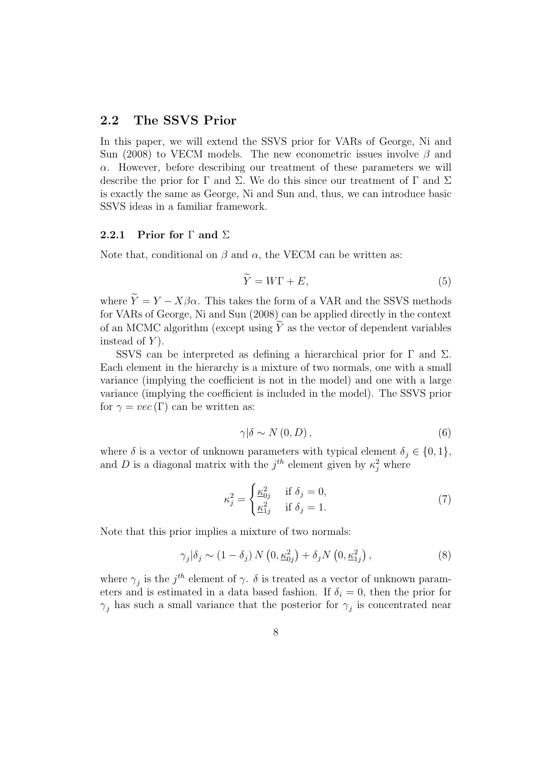## 2.2 The SSVS Prior

In this paper, we will extend the SSVS prior for VARs of George, Ni and Sun (2008) to VECM models. The new econometric issues involve $\beta$ and $\alpha$. However, before describing our treatment of these parameters we will describe the prior for $\Gamma$ and $\Sigma$. We do this since our treatment of $\Gamma$ and $\Sigma$ is exactly the same as George, Ni and Sun and, thus, we can introduce basic SSVS ideas in a familiar framework.

### 2.2.1 Prior for $\Gamma$ and $\Sigma$

Note that, conditional on $\beta$ and $\alpha$, the VECM can be written as:

$$\widetilde{Y} = W\Gamma + E, \tag{5}$$

where $\widetilde{Y} = Y - X\beta\alpha$. This takes the form of a VAR and the SSVS methods for VARs of George, Ni and Sun (2008) can be applied directly in the context of an MCMC algorithm (except using $\widetilde{Y}$ as the vector of dependent variables instead of $Y$).

SSVS can be interpreted as defining a hierarchical prior for $\Gamma$ and $\Sigma$. Each element in the hierarchy is a mixture of two normals, one with a small variance (implying the coefficient is not in the model) and one with a large variance (implying the coefficient is included in the model). The SSVS prior for $\gamma = vec(\Gamma)$ can be written as:

$$\gamma|\delta \sim N(0, D), \tag{6}$$

where $\delta$ is a vector of unknown parameters with typical element $\delta_j \in \{0, 1\}$, and $D$ is a diagonal matrix with the $j^{th}$ element given by $\kappa_j^2$ where

$$\kappa_j^2 = \begin{cases} \underline{\kappa}_{0j}^2 & \text{if } \delta_j = 0, \\ \underline{\kappa}_{1j}^2 & \text{if } \delta_j = 1. \end{cases} \tag{7}$$

Note that this prior implies a mixture of two normals:

$$\gamma_j|\delta_j \sim (1 - \delta_j) N\left(0, \underline{\kappa}_{0j}^2\right) + \delta_j N\left(0, \underline{\kappa}_{1j}^2\right), \tag{8}$$

where $\gamma_j$ is the $j^{th}$ element of $\gamma$. $\delta$ is treated as a vector of unknown parameters and is estimated in a data based fashion. If $\delta_i = 0$, then the prior for $\gamma_j$ has such a small variance that the posterior for $\gamma_j$ is concentrated near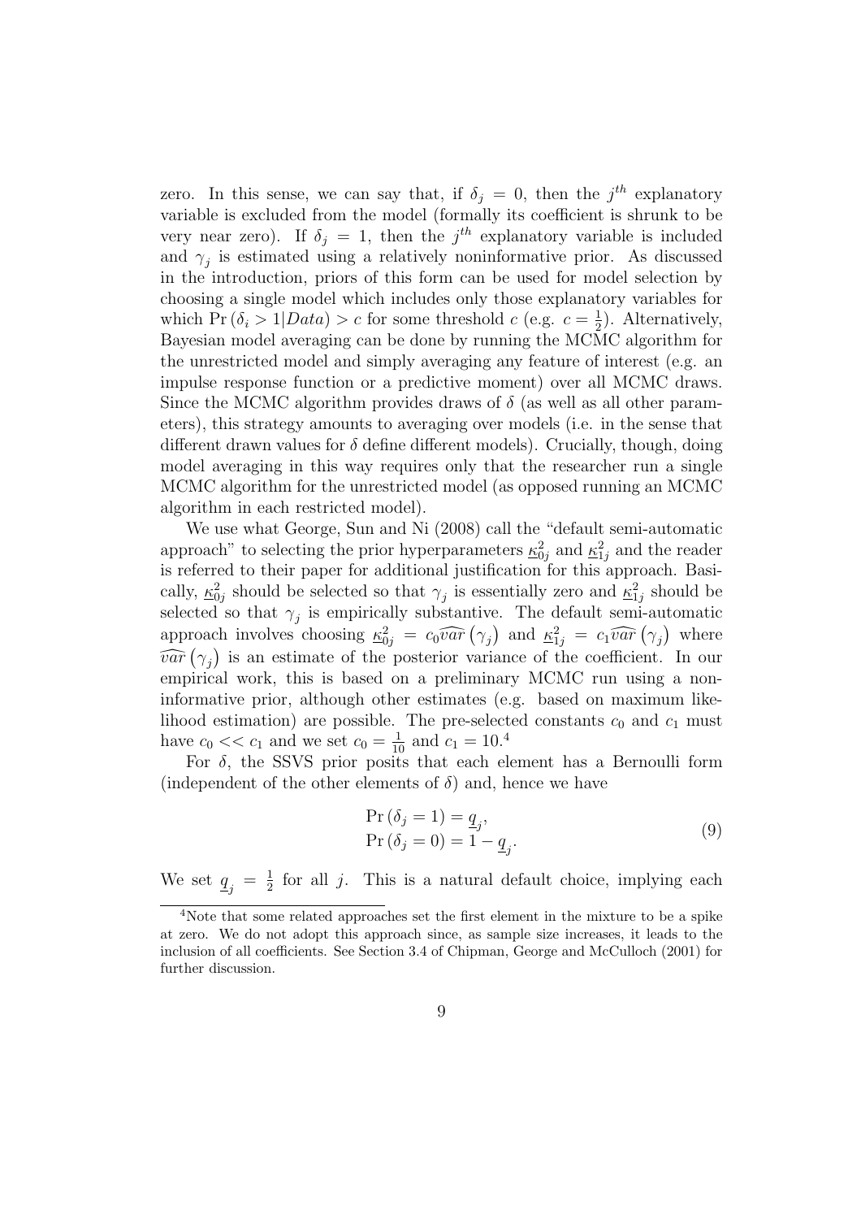zero. In this sense, we can say that, if $\delta_j = 0$, then the $j^{th}$ explanatory variable is excluded from the model (formally its coefficient is shrunk to be very near zero). If $\delta_j = 1$, then the $j^{th}$ explanatory variable is included and $\gamma_j$ is estimated using a relatively noninformative prior. As discussed in the introduction, priors of this form can be used for model selection by choosing a single model which includes only those explanatory variables for which $\Pr(\delta_i > 1|Data) > c$ for some threshold $c$ (e.g. $c = \frac{1}{2}$). Alternatively, Bayesian model averaging can be done by running the MCMC algorithm for the unrestricted model and simply averaging any feature of interest (e.g. an impulse response function or a predictive moment) over all MCMC draws. Since the MCMC algorithm provides draws of $\delta$ (as well as all other parameters), this strategy amounts to averaging over models (i.e. in the sense that different drawn values for $\delta$ define different models). Crucially, though, doing model averaging in this way requires only that the researcher run a single MCMC algorithm for the unrestricted model (as opposed running an MCMC algorithm in each restricted model).

We use what George, Sun and Ni (2008) call the "default semi-automatic approach" to selecting the prior hyperparameters $\underline{\kappa}_{0j}^2$ and $\underline{\kappa}_{1j}^2$ and the reader is referred to their paper for additional justification for this approach. Basically, $\underline{\kappa}_{0j}^2$ should be selected so that $\gamma_j$ is essentially zero and $\underline{\kappa}_{1j}^2$ should be selected so that $\gamma_j$ is empirically substantive. The default semi-automatic approach involves choosing $\underline{\kappa}_{0j}^2 = c_0 \widehat{var}(\gamma_j)$ and $\underline{\kappa}_{1j}^2 = c_1 \widehat{var}(\gamma_j)$ where $\widehat{var}(\gamma_j)$ is an estimate of the posterior variance of the coefficient. In our empirical work, this is based on a preliminary MCMC run using a noninformative prior, although other estimates (e.g. based on maximum likelihood estimation) are possible. The pre-selected constants $c_0$ and $c_1$ must have $c_0 << c_1$ and we set $c_0 = \frac{1}{10}$ and $c_1 = 10$.[4]

For $\delta$, the SSVS prior posits that each element has a Bernoulli form (independent of the other elements of $\delta$) and, hence we have

$$
\begin{aligned}
\Pr(\delta_j = 1) &= \underline{q}_j, \\
\Pr(\delta_j = 0) &= 1 - \underline{q}_j.
\end{aligned}
\tag{9}
$$

We set $\underline{q}_j = \frac{1}{2}$ for all $j$. This is a natural default choice, implying each

[4]Note that some related approaches set the first element in the mixture to be a spike at zero. We do not adopt this approach since, as sample size increases, it leads to the inclusion of all coefficients. See Section 3.4 of Chipman, George and McCulloch (2001) for further discussion.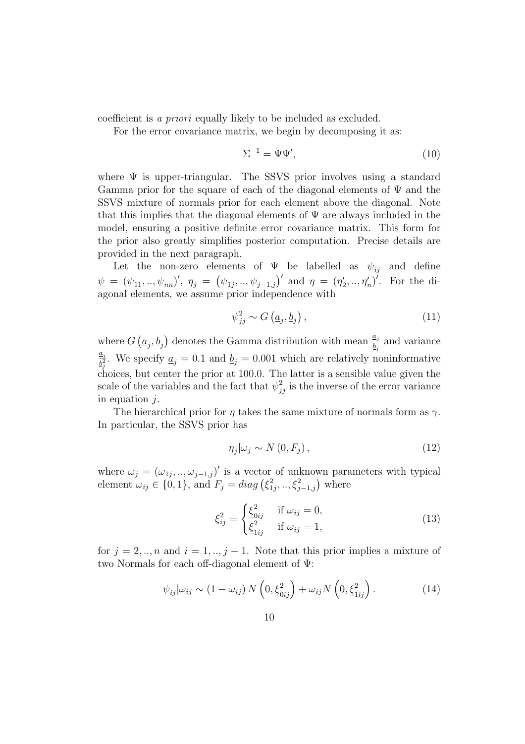coefficient is *a priori* equally likely to be included as excluded.

For the error covariance matrix, we begin by decomposing it as:

$$\Sigma^{-1} = \Psi\Psi', \tag{10}$$

where $\Psi$ is upper-triangular. The SSVS prior involves using a standard Gamma prior for the square of each of the diagonal elements of $\Psi$ and the SSVS mixture of normals prior for each element above the diagonal. Note that this implies that the diagonal elements of $\Psi$ are always included in the model, ensuring a positive definite error covariance matrix. This form for the prior also greatly simplifies posterior computation. Precise details are provided in the next paragraph.

Let the non-zero elements of $\Psi$ be labelled as $\psi_{ij}$ and define $\psi = (\psi_{11}, .., \psi_{nn})'$, $\eta_j = (\psi_{1j}, .., \psi_{j-1,j})'$ and $\eta = (\eta_2', .., \eta_n')'$. For the diagonal elements, we assume prior independence with

$$\psi_{jj}^2 \sim G\left(\underline{a}_j, \underline{b}_j\right), \tag{11}$$

where $G\left(\underline{a}_j, \underline{b}_j\right)$ denotes the Gamma distribution with mean $\frac{\underline{a}_j}{\underline{b}_j}$ and variance $\frac{\underline{a}_j}{\underline{b}_j^2}$. We specify $\underline{a}_j = 0.1$ and $\underline{b}_j = 0.001$ which are relatively noninformative choices, but center the prior at 100.0. The latter is a sensible value given the scale of the variables and the fact that $\psi_{jj}^2$ is the inverse of the error variance in equation $j$.

The hierarchical prior for $\eta$ takes the same mixture of normals form as $\gamma$. In particular, the SSVS prior has

$$\eta_j | \omega_j \sim N\left(0, F_j\right), \tag{12}$$

where $\omega_j = (\omega_{1j}, .., \omega_{j-1,j})'$ is a vector of unknown parameters with typical element $\omega_{ij} \in \{0, 1\}$, and $F_j = diag\left(\xi_{1j}^2, .., \xi_{j-1,j}^2\right)$ where

$$\xi_{ij}^2 = \begin{cases} \underline{\xi}_{0ij}^2 & \text{if } \omega_{ij} = 0, \\ \underline{\xi}_{1ij}^2 & \text{if } \omega_{ij} = 1, \end{cases} \tag{13}$$

for $j = 2, .., n$ and $i = 1, .., j-1$. Note that this prior implies a mixture of two Normals for each off-diagonal element of $\Psi$:

$$\psi_{ij} | \omega_{ij} \sim \left(1 - \omega_{ij}\right) N\left(0, \underline{\xi}_{0ij}^2\right) + \omega_{ij} N\left(0, \underline{\xi}_{1ij}^2\right). \tag{14}$$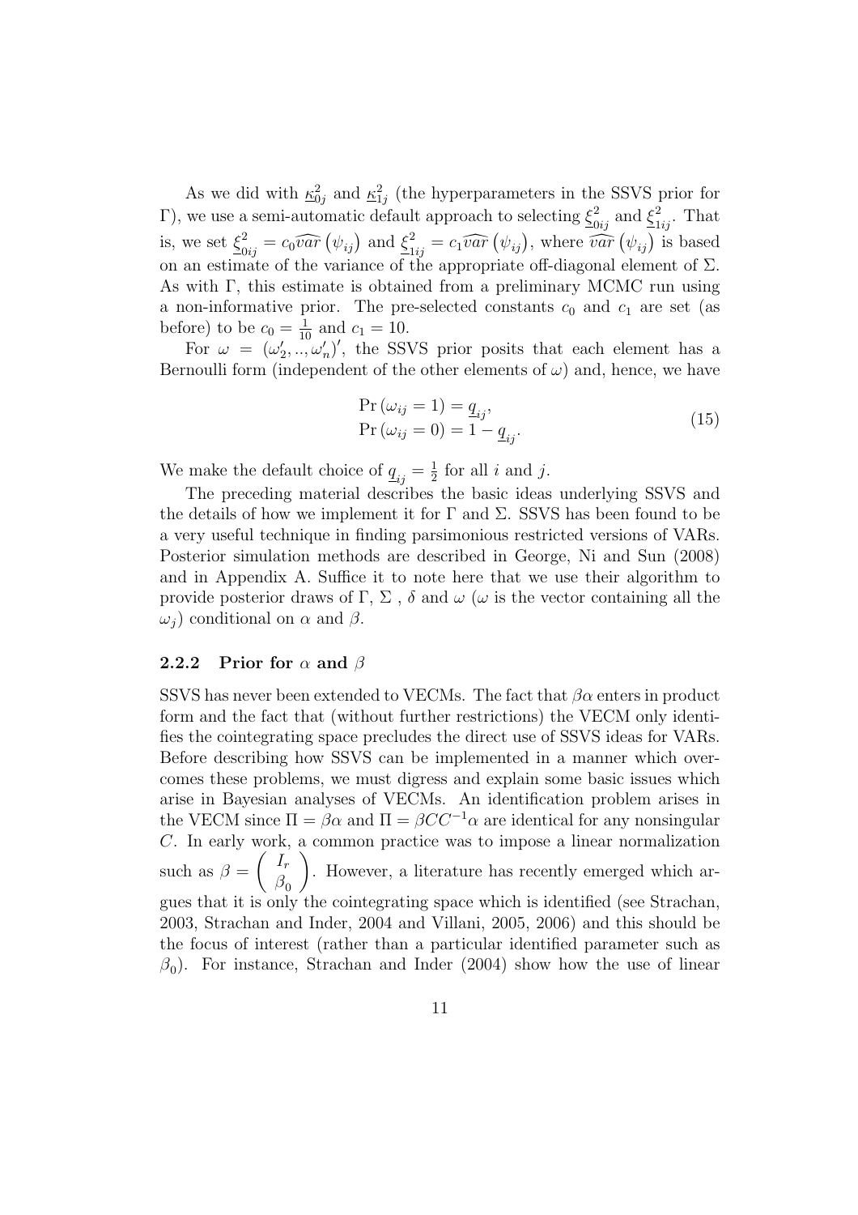As we did with $\underline{\kappa}_{0j}^2$ and $\underline{\kappa}_{1j}^2$ (the hyperparameters in the SSVS prior for $\Gamma$), we use a semi-automatic default approach to selecting $\underline{\xi}_{0ij}^2$ and $\underline{\xi}_{1ij}^2$. That is, we set $\underline{\xi}_{0ij}^2 = c_0 \widehat{var}(\psi_{ij})$ and $\underline{\xi}_{1ij}^2 = c_1 \widehat{var}(\psi_{ij})$, where $\widehat{var}(\psi_{ij})$ is based on an estimate of the variance of the appropriate off-diagonal element of $\Sigma$. As with $\Gamma$, this estimate is obtained from a preliminary MCMC run using a non-informative prior. The pre-selected constants $c_0$ and $c_1$ are set (as before) to be $c_0 = \frac{1}{10}$ and $c_1 = 10$.

For $\omega = (\omega_2', .., \omega_n')'$, the SSVS prior posits that each element has a Bernoulli form (independent of the other elements of $\omega$) and, hence, we have

$$
\begin{aligned}
\Pr(\omega_{ij} = 1) &= \underline{q}_{ij}, \\
\Pr(\omega_{ij} = 0) &= 1 - \underline{q}_{ij}.
\end{aligned}
\tag{15}
$$

We make the default choice of $\underline{q}_{ij} = \frac{1}{2}$ for all $i$ and $j$.

The preceding material describes the basic ideas underlying SSVS and the details of how we implement it for $\Gamma$ and $\Sigma$. SSVS has been found to be a very useful technique in finding parsimonious restricted versions of VARs. Posterior simulation methods are described in George, Ni and Sun (2008) and in Appendix A. Suffice it to note here that we use their algorithm to provide posterior draws of $\Gamma$, $\Sigma$ , $\delta$ and $\omega$ ($\omega$ is the vector containing all the $\omega_j$) conditional on $\alpha$ and $\beta$.

### 2.2.2 Prior for $\alpha$ and $\beta$

SSVS has never been extended to VECMs. The fact that $\beta\alpha$ enters in product form and the fact that (without further restrictions) the VECM only identifies the cointegrating space precludes the direct use of SSVS ideas for VARs. Before describing how SSVS can be implemented in a manner which overcomes these problems, we must digress and explain some basic issues which arise in Bayesian analyses of VECMs. An identification problem arises in the VECM since $\Pi = \beta\alpha$ and $\Pi = \beta C C^{-1} \alpha$ are identical for any nonsingular $C$. In early work, a common practice was to impose a linear normalization such as $\beta = \begin{pmatrix} I_r \\ \beta_0 \end{pmatrix}$. However, a literature has recently emerged which argues that it is only the cointegrating space which is identified (see Strachan, 2003, Strachan and Inder, 2004 and Villani, 2005, 2006) and this should be the focus of interest (rather than a particular identified parameter such as $\beta_0$). For instance, Strachan and Inder (2004) show how the use of linear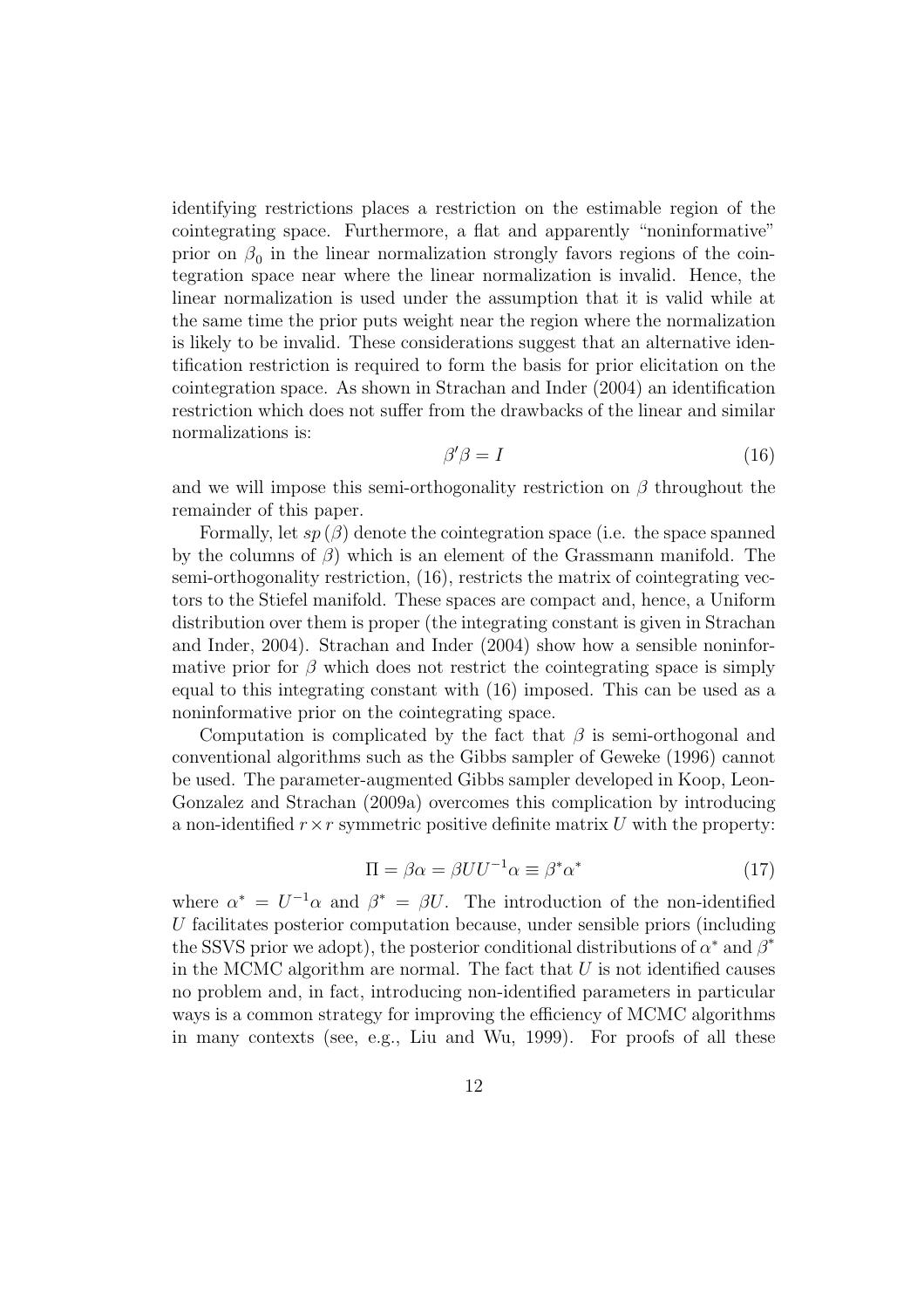identifying restrictions places a restriction on the estimable region of the cointegrating space. Furthermore, a flat and apparently "noninformative" prior on $\beta_0$ in the linear normalization strongly favors regions of the cointegration space near where the linear normalization is invalid. Hence, the linear normalization is used under the assumption that it is valid while at the same time the prior puts weight near the region where the normalization is likely to be invalid. These considerations suggest that an alternative identification restriction is required to form the basis for prior elicitation on the cointegration space. As shown in Strachan and Inder (2004) an identification restriction which does not suffer from the drawbacks of the linear and similar normalizations is:

$$\beta'\beta = I \tag{16}$$

and we will impose this semi-orthogonality restriction on $\beta$ throughout the remainder of this paper.

Formally, let $sp(\beta)$ denote the cointegration space (i.e. the space spanned by the columns of $\beta$) which is an element of the Grassmann manifold. The semi-orthogonality restriction, (16), restricts the matrix of cointegrating vectors to the Stiefel manifold. These spaces are compact and, hence, a Uniform distribution over them is proper (the integrating constant is given in Strachan and Inder, 2004). Strachan and Inder (2004) show how a sensible noninformative prior for $\beta$ which does not restrict the cointegrating space is simply equal to this integrating constant with (16) imposed. This can be used as a noninformative prior on the cointegrating space.

Computation is complicated by the fact that $\beta$ is semi-orthogonal and conventional algorithms such as the Gibbs sampler of Geweke (1996) cannot be used. The parameter-augmented Gibbs sampler developed in Koop, Leon-Gonzalez and Strachan (2009a) overcomes this complication by introducing a non-identified $r \times r$ symmetric positive definite matrix $U$ with the property:

$$\Pi = \beta\alpha = \beta U U^{-1}\alpha \equiv \beta^*\alpha^* \tag{17}$$

where $\alpha^* = U^{-1}\alpha$ and $\beta^* = \beta U$. The introduction of the non-identified $U$ facilitates posterior computation because, under sensible priors (including the SSVS prior we adopt), the posterior conditional distributions of $\alpha^*$ and $\beta^*$ in the MCMC algorithm are normal. The fact that $U$ is not identified causes no problem and, in fact, introducing non-identified parameters in particular ways is a common strategy for improving the efficiency of MCMC algorithms in many contexts (see, e.g., Liu and Wu, 1999). For proofs of all these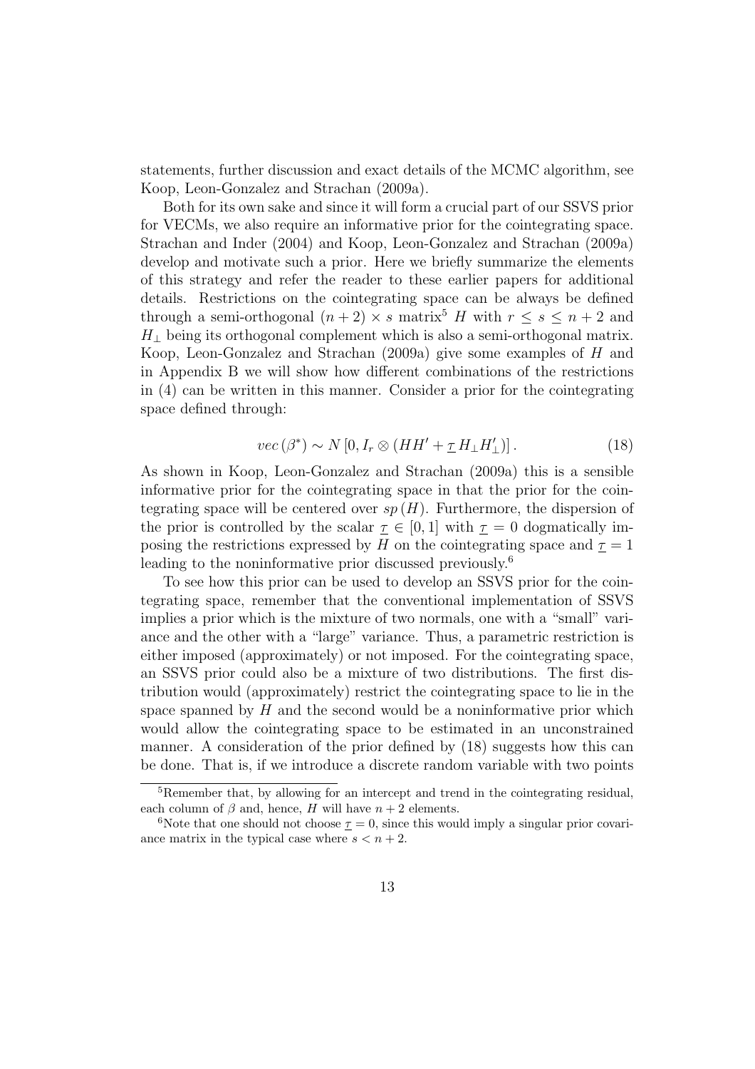statements, further discussion and exact details of the MCMC algorithm, see Koop, Leon-Gonzalez and Strachan (2009a).

Both for its own sake and since it will form a crucial part of our SSVS prior for VECMs, we also require an informative prior for the cointegrating space. Strachan and Inder (2004) and Koop, Leon-Gonzalez and Strachan (2009a) develop and motivate such a prior. Here we briefly summarize the elements of this strategy and refer the reader to these earlier papers for additional details. Restrictions on the cointegrating space can be always be defined through a semi-orthogonal $(n+2) \times s$ matrix[5] $H$ with $r \leq s \leq n+2$ and $H_{\perp}$ being its orthogonal complement which is also a semi-orthogonal matrix. Koop, Leon-Gonzalez and Strachan (2009a) give some examples of $H$ and in Appendix B we will show how different combinations of the restrictions in (4) can be written in this manner. Consider a prior for the cointegrating space defined through:

$$vec\left(\beta^{*}\right) \sim N\left[0, I_{r} \otimes \left(HH' + \underline{\tau}\, H_{\perp} H_{\perp}'\right)\right]. \tag{18}$$

As shown in Koop, Leon-Gonzalez and Strachan (2009a) this is a sensible informative prior for the cointegrating space in that the prior for the cointegrating space will be centered over $sp\left(H\right)$. Furthermore, the dispersion of the prior is controlled by the scalar $\underline{\tau} \in [0, 1]$ with $\underline{\tau} = 0$ dogmatically imposing the restrictions expressed by $H$ on the cointegrating space and $\underline{\tau} = 1$ leading to the noninformative prior discussed previously.[6]

To see how this prior can be used to develop an SSVS prior for the cointegrating space, remember that the conventional implementation of SSVS implies a prior which is the mixture of two normals, one with a "small" variance and the other with a "large" variance. Thus, a parametric restriction is either imposed (approximately) or not imposed. For the cointegrating space, an SSVS prior could also be a mixture of two distributions. The first distribution would (approximately) restrict the cointegrating space to lie in the space spanned by $H$ and the second would be a noninformative prior which would allow the cointegrating space to be estimated in an unconstrained manner. A consideration of the prior defined by (18) suggests how this can be done. That is, if we introduce a discrete random variable with two points

[5] Remember that, by allowing for an intercept and trend in the cointegrating residual, each column of $\beta$ and, hence, $H$ will have $n+2$ elements.

[6] Note that one should not choose $\underline{\tau} = 0$, since this would imply a singular prior covariance matrix in the typical case where $s < n+2$.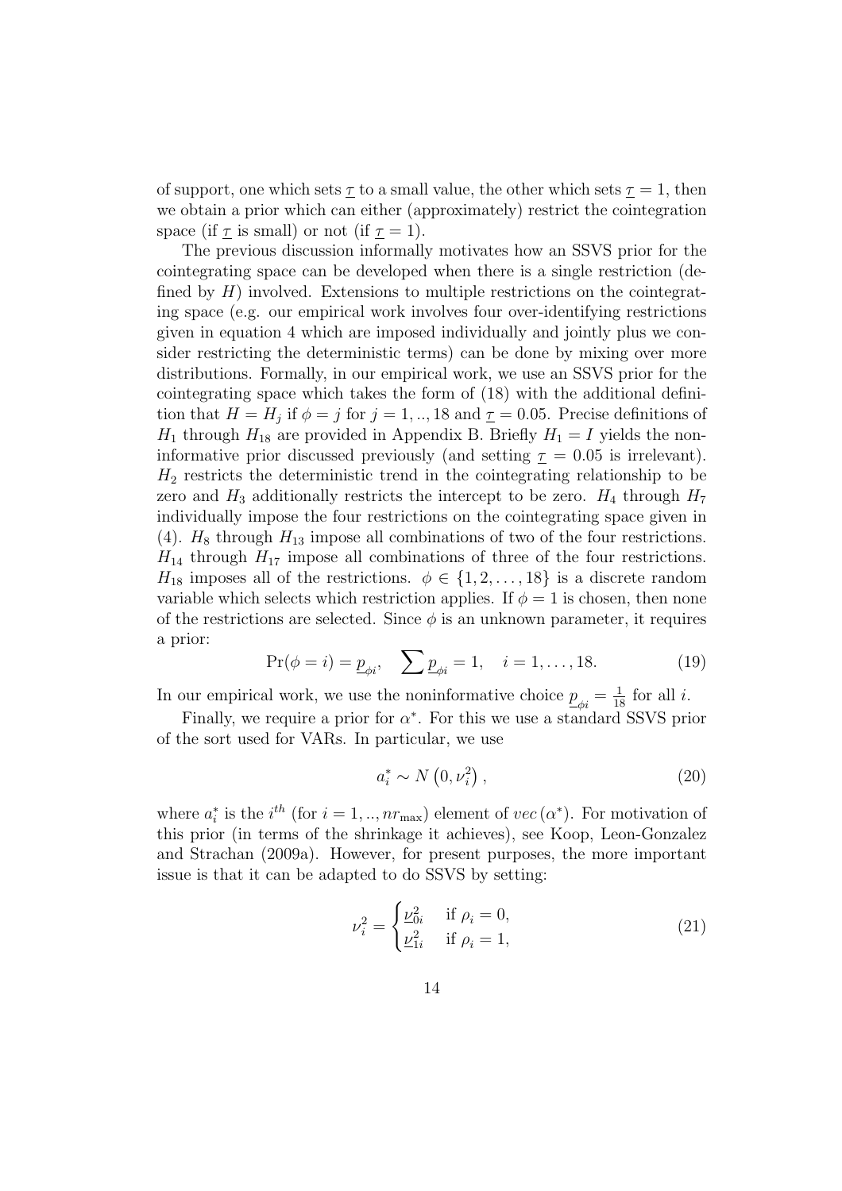of support, one which sets $\underline{\tau}$ to a small value, the other which sets $\underline{\tau} = 1$, then we obtain a prior which can either (approximately) restrict the cointegration space (if $\underline{\tau}$ is small) or not (if $\underline{\tau} = 1$).

The previous discussion informally motivates how an SSVS prior for the cointegrating space can be developed when there is a single restriction (defined by $H$) involved. Extensions to multiple restrictions on the cointegrating space (e.g. our empirical work involves four over-identifying restrictions given in equation 4 which are imposed individually and jointly plus we consider restricting the deterministic terms) can be done by mixing over more distributions. Formally, in our empirical work, we use an SSVS prior for the cointegrating space which takes the form of (18) with the additional definition that $H = H_j$ if $\phi = j$ for $j = 1, .., 18$ and $\underline{\tau} = 0.05$. Precise definitions of $H_1$ through $H_{18}$ are provided in Appendix B. Briefly $H_1 = I$ yields the noninformative prior discussed previously (and setting $\underline{\tau} = 0.05$ is irrelevant). $H_2$ restricts the deterministic trend in the cointegrating relationship to be zero and $H_3$ additionally restricts the intercept to be zero. $H_4$ through $H_7$ individually impose the four restrictions on the cointegrating space given in (4). $H_8$ through $H_{13}$ impose all combinations of two of the four restrictions. $H_{14}$ through $H_{17}$ impose all combinations of three of the four restrictions. $H_{18}$ imposes all of the restrictions. $\phi \in \{1, 2, \ldots, 18\}$ is a discrete random variable which selects which restriction applies. If $\phi = 1$ is chosen, then none of the restrictions are selected. Since $\phi$ is an unknown parameter, it requires a prior:

$$\Pr(\phi = i) = \underline{p}_{\phi i}, \quad \sum \underline{p}_{\phi i} = 1, \quad i = 1, \ldots, 18. \tag{19}$$

In our empirical work, we use the noninformative choice $\underline{p}_{\phi i} = \frac{1}{18}$ for all $i$.

Finally, we require a prior for $\alpha^*$. For this we use a standard SSVS prior of the sort used for VARs. In particular, we use

$$a_i^* \sim N\left(0, \nu_i^2\right), \tag{20}$$

where $a_i^*$ is the $i^{th}$ (for $i = 1, .., nr_{\max}$) element of $vec\left(\alpha^*\right)$. For motivation of this prior (in terms of the shrinkage it achieves), see Koop, Leon-Gonzalez and Strachan (2009a). However, for present purposes, the more important issue is that it can be adapted to do SSVS by setting:

$$\nu_i^2 = \begin{cases} \underline{\nu}_{0i}^2 & \text{if } \rho_i = 0, \\ \underline{\nu}_{1i}^2 & \text{if } \rho_i = 1, \end{cases} \tag{21}$$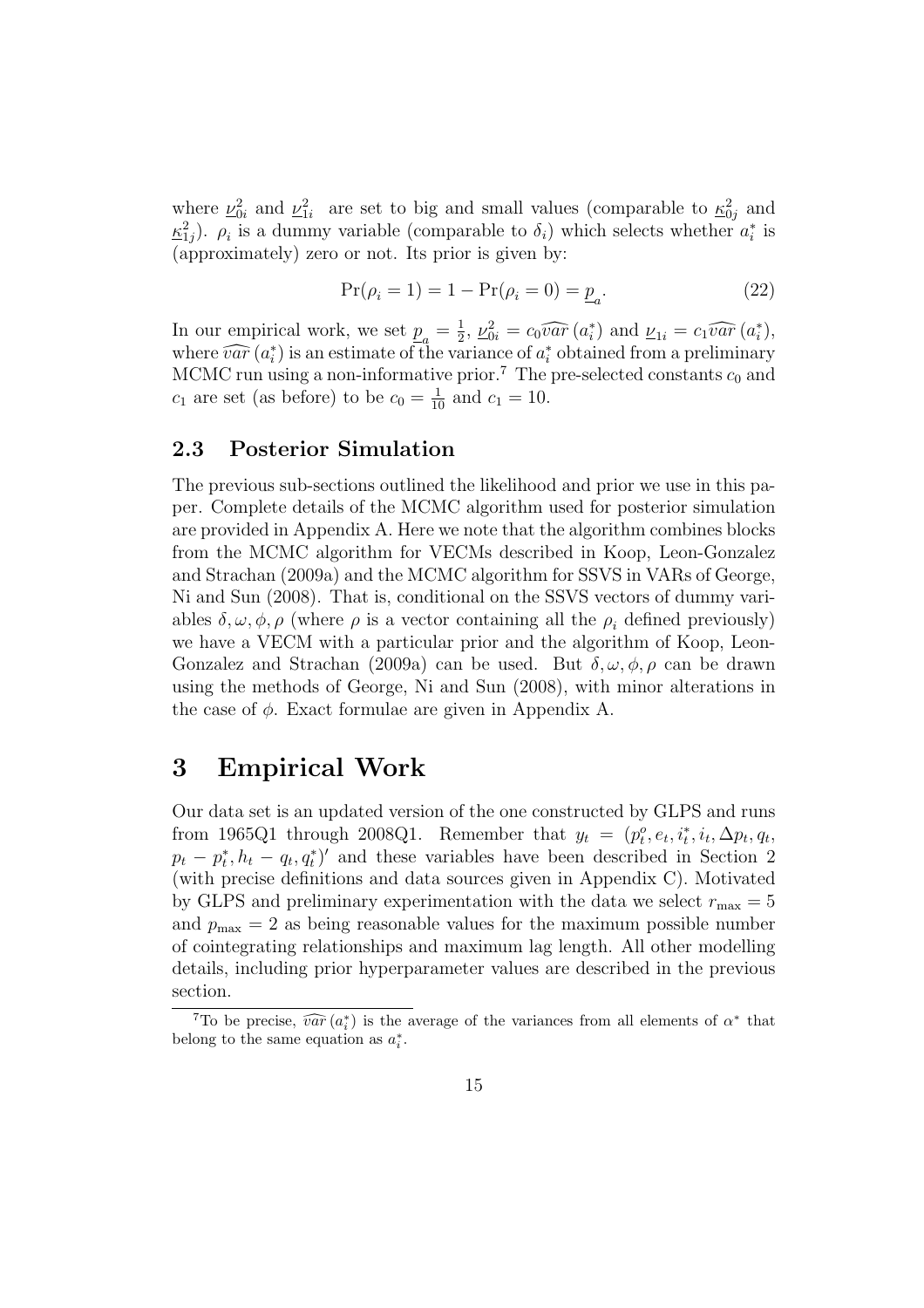where $\underline{\nu}_{0i}^2$ and $\underline{\nu}_{1i}^2$ are set to big and small values (comparable to $\underline{\kappa}_{0j}^2$ and $\underline{\kappa}_{1j}^2$). $\rho_i$ is a dummy variable (comparable to $\delta_i$) which selects whether $a_i^*$ is (approximately) zero or not. Its prior is given by:

$$\Pr(\rho_i = 1) = 1 - \Pr(\rho_i = 0) = \underline{p}_a. \tag{22}$$

In our empirical work, we set $\underline{p}_a = \frac{1}{2}$, $\underline{\nu}_{0i}^2 = c_0 \widehat{var}(a_i^*)$ and $\underline{\nu}_{1i} = c_1 \widehat{var}(a_i^*)$, where $\widehat{var}(a_i^*)$ is an estimate of the variance of $a_i^*$ obtained from a preliminary MCMC run using a non-informative prior.[7] The pre-selected constants $c_0$ and $c_1$ are set (as before) to be $c_0 = \frac{1}{10}$ and $c_1 = 10$.

## 2.3 Posterior Simulation

The previous sub-sections outlined the likelihood and prior we use in this paper. Complete details of the MCMC algorithm used for posterior simulation are provided in Appendix A. Here we note that the algorithm combines blocks from the MCMC algorithm for VECMs described in Koop, Leon-Gonzalez and Strachan (2009a) and the MCMC algorithm for SSVS in VARs of George, Ni and Sun (2008). That is, conditional on the SSVS vectors of dummy variables $\delta, \omega, \phi, \rho$ (where $\rho$ is a vector containing all the $\rho_i$ defined previously) we have a VECM with a particular prior and the algorithm of Koop, Leon-Gonzalez and Strachan (2009a) can be used. But $\delta, \omega, \phi, \rho$ can be drawn using the methods of George, Ni and Sun (2008), with minor alterations in the case of $\phi$. Exact formulae are given in Appendix A.

# 3 Empirical Work

Our data set is an updated version of the one constructed by GLPS and runs from 1965Q1 through 2008Q1. Remember that $y_t = (p_t^o, e_t, i_t^*, i_t, \Delta p_t, q_t, p_t - p_t^*, h_t - q_t, q_t^*)'$ and these variables have been described in Section 2 (with precise definitions and data sources given in Appendix C). Motivated by GLPS and preliminary experimentation with the data we select $r_{\max} = 5$ and $p_{\max} = 2$ as being reasonable values for the maximum possible number of cointegrating relationships and maximum lag length. All other modelling details, including prior hyperparameter values are described in the previous section.

[7] To be precise, $\widehat{var}(a_i^*)$ is the average of the variances from all elements of $\alpha^*$ that belong to the same equation as $a_i^*$.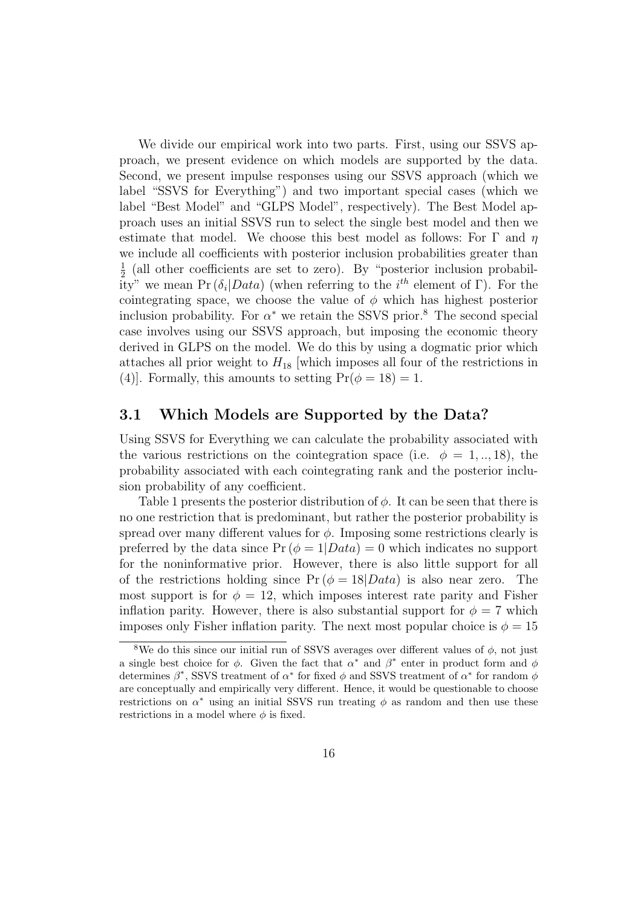We divide our empirical work into two parts. First, using our SSVS approach, we present evidence on which models are supported by the data. Second, we present impulse responses using our SSVS approach (which we label "SSVS for Everything") and two important special cases (which we label "Best Model" and "GLPS Model", respectively). The Best Model approach uses an initial SSVS run to select the single best model and then we estimate that model. We choose this best model as follows: For $\Gamma$ and $\eta$ we include all coefficients with posterior inclusion probabilities greater than $\frac{1}{2}$ (all other coefficients are set to zero). By "posterior inclusion probability" we mean $\Pr(\delta_i|Data)$ (when referring to the $i^{th}$ element of $\Gamma$). For the cointegrating space, we choose the value of $\phi$ which has highest posterior inclusion probability. For $\alpha^*$ we retain the SSVS prior.[8] The second special case involves using our SSVS approach, but imposing the economic theory derived in GLPS on the model. We do this by using a dogmatic prior which attaches all prior weight to $H_{18}$ [which imposes all four of the restrictions in (4)]. Formally, this amounts to setting $\Pr(\phi = 18) = 1$.

## 3.1 Which Models are Supported by the Data?

Using SSVS for Everything we can calculate the probability associated with the various restrictions on the cointegration space (i.e. $\phi = 1, .., 18$), the probability associated with each cointegrating rank and the posterior inclusion probability of any coefficient.

Table 1 presents the posterior distribution of $\phi$. It can be seen that there is no one restriction that is predominant, but rather the posterior probability is spread over many different values for $\phi$. Imposing some restrictions clearly is preferred by the data since $\Pr(\phi = 1|Data) = 0$ which indicates no support for the noninformative prior. However, there is also little support for all of the restrictions holding since $\Pr(\phi = 18|Data)$ is also near zero. The most support is for $\phi = 12$, which imposes interest rate parity and Fisher inflation parity. However, there is also substantial support for $\phi = 7$ which imposes only Fisher inflation parity. The next most popular choice is $\phi = 15$

[8] We do this since our initial run of SSVS averages over different values of $\phi$, not just a single best choice for $\phi$. Given the fact that $\alpha^*$ and $\beta^*$ enter in product form and $\phi$ determines $\beta^*$, SSVS treatment of $\alpha^*$ for fixed $\phi$ and SSVS treatment of $\alpha^*$ for random $\phi$ are conceptually and empirically very different. Hence, it would be questionable to choose restrictions on $\alpha^*$ using an initial SSVS run treating $\phi$ as random and then use these restrictions in a model where $\phi$ is fixed.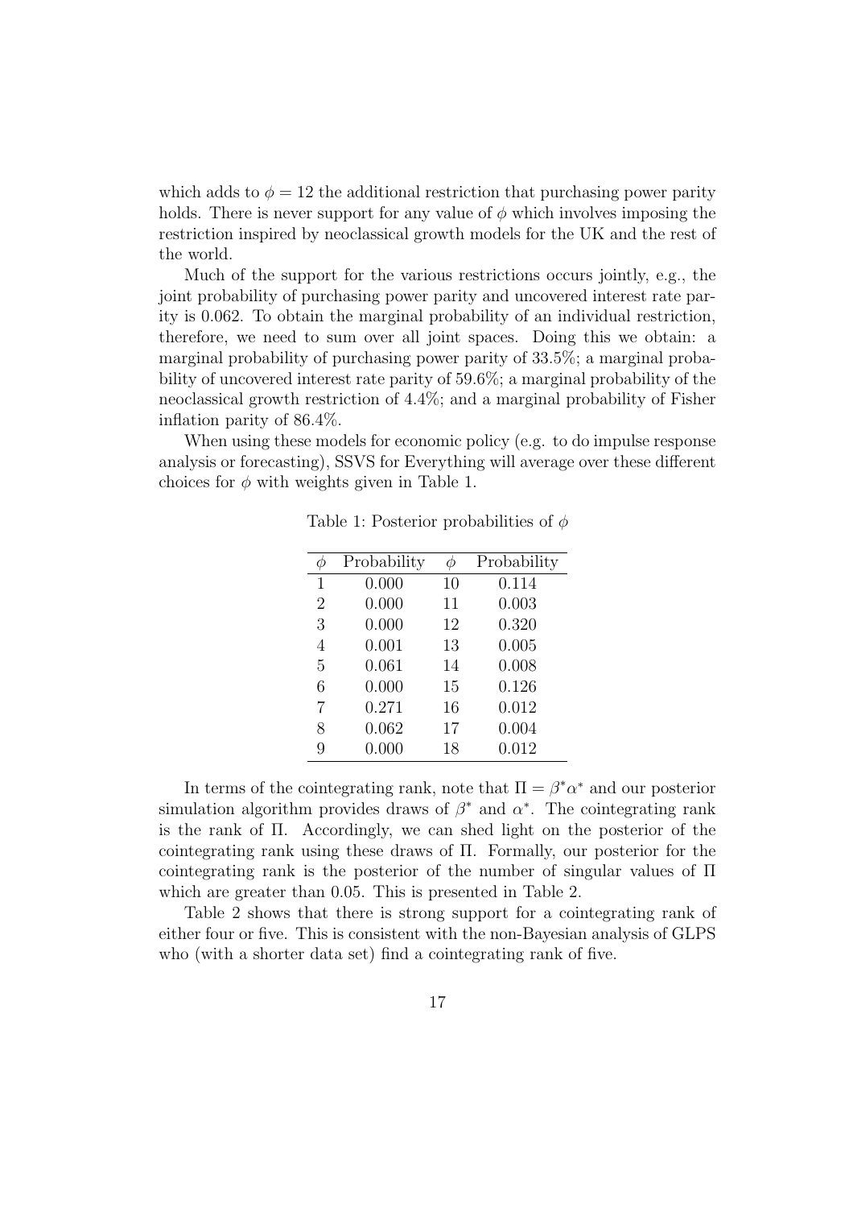which adds to $\phi = 12$ the additional restriction that purchasing power parity holds. There is never support for any value of $\phi$ which involves imposing the restriction inspired by neoclassical growth models for the UK and the rest of the world.

Much of the support for the various restrictions occurs jointly, e.g., the joint probability of purchasing power parity and uncovered interest rate parity is 0.062. To obtain the marginal probability of an individual restriction, therefore, we need to sum over all joint spaces. Doing this we obtain: a marginal probability of purchasing power parity of 33.5%; a marginal probability of uncovered interest rate parity of 59.6%; a marginal probability of the neoclassical growth restriction of 4.4%; and a marginal probability of Fisher inflation parity of 86.4%.

When using these models for economic policy (e.g. to do impulse response analysis or forecasting), SSVS for Everything will average over these different choices for $\phi$ with weights given in Table 1.

Table 1: Posterior probabilities of $\phi$

| $\phi$ | Probability | $\phi$ | Probability |
|---|---|---|---|
| 1 | 0.000 | 10 | 0.114 |
| 2 | 0.000 | 11 | 0.003 |
| 3 | 0.000 | 12 | 0.320 |
| 4 | 0.001 | 13 | 0.005 |
| 5 | 0.061 | 14 | 0.008 |
| 6 | 0.000 | 15 | 0.126 |
| 7 | 0.271 | 16 | 0.012 |
| 8 | 0.062 | 17 | 0.004 |
| 9 | 0.000 | 18 | 0.012 |

In terms of the cointegrating rank, note that $\Pi = \beta^* \alpha^*$ and our posterior simulation algorithm provides draws of $\beta^*$ and $\alpha^*$. The cointegrating rank is the rank of $\Pi$. Accordingly, we can shed light on the posterior of the cointegrating rank using these draws of $\Pi$. Formally, our posterior for the cointegrating rank is the posterior of the number of singular values of $\Pi$ which are greater than 0.05. This is presented in Table 2.

Table 2 shows that there is strong support for a cointegrating rank of either four or five. This is consistent with the non-Bayesian analysis of GLPS who (with a shorter data set) find a cointegrating rank of five.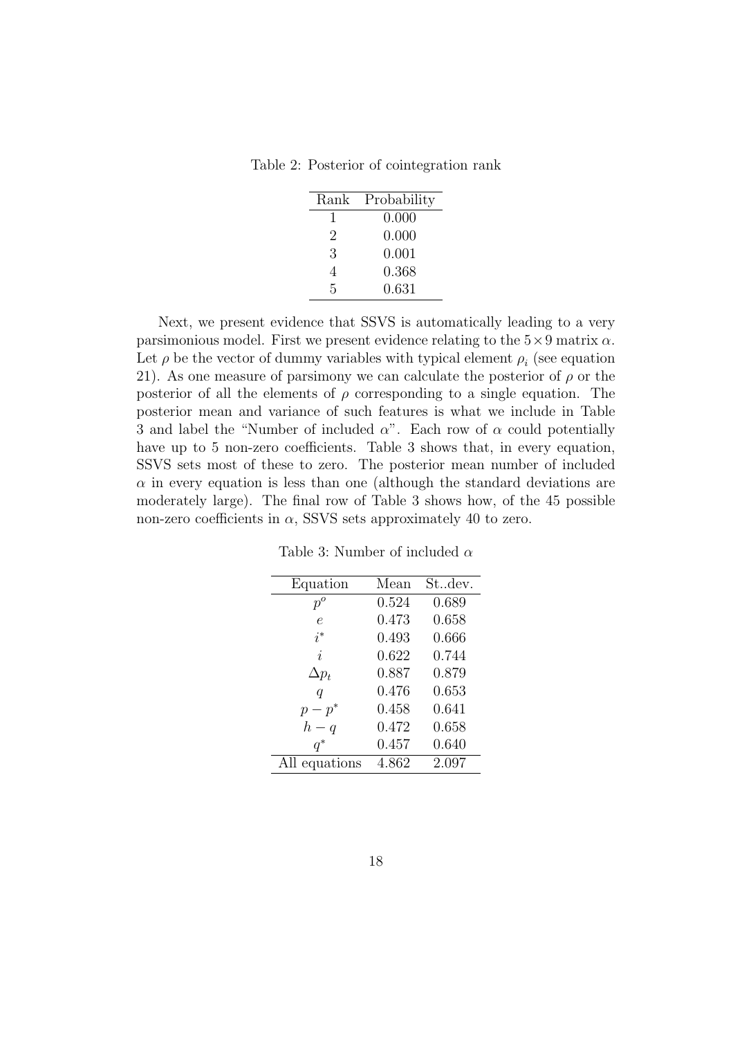Table 2: Posterior of cointegration rank

| Rank | Probability |
|---|---|
| 1 | 0.000 |
| 2 | 0.000 |
| 3 | 0.001 |
| 4 | 0.368 |
| 5 | 0.631 |

Next, we present evidence that SSVS is automatically leading to a very parsimonious model. First we present evidence relating to the $5 \times 9$ matrix $\alpha$. Let $\rho$ be the vector of dummy variables with typical element $\rho_i$ (see equation 21). As one measure of parsimony we can calculate the posterior of $\rho$ or the posterior of all the elements of $\rho$ corresponding to a single equation. The posterior mean and variance of such features is what we include in Table 3 and label the "Number of included $\alpha$". Each row of $\alpha$ could potentially have up to 5 non-zero coefficients. Table 3 shows that, in every equation, SSVS sets most of these to zero. The posterior mean number of included $\alpha$ in every equation is less than one (although the standard deviations are moderately large). The final row of Table 3 shows how, of the 45 possible non-zero coefficients in $\alpha$, SSVS sets approximately 40 to zero.

Table 3: Number of included $\alpha$

| Equation | Mean | St..dev. |
|---|---|---|
| $p^o$ | 0.524 | 0.689 |
| $e$ | 0.473 | 0.658 |
| $i^*$ | 0.493 | 0.666 |
| $i$ | 0.622 | 0.744 |
| $\Delta p_t$ | 0.887 | 0.879 |
| $q$ | 0.476 | 0.653 |
| $p - p^*$ | 0.458 | 0.641 |
| $h - q$ | 0.472 | 0.658 |
| $q^*$ | 0.457 | 0.640 |
| All equations | 4.862 | 2.097 |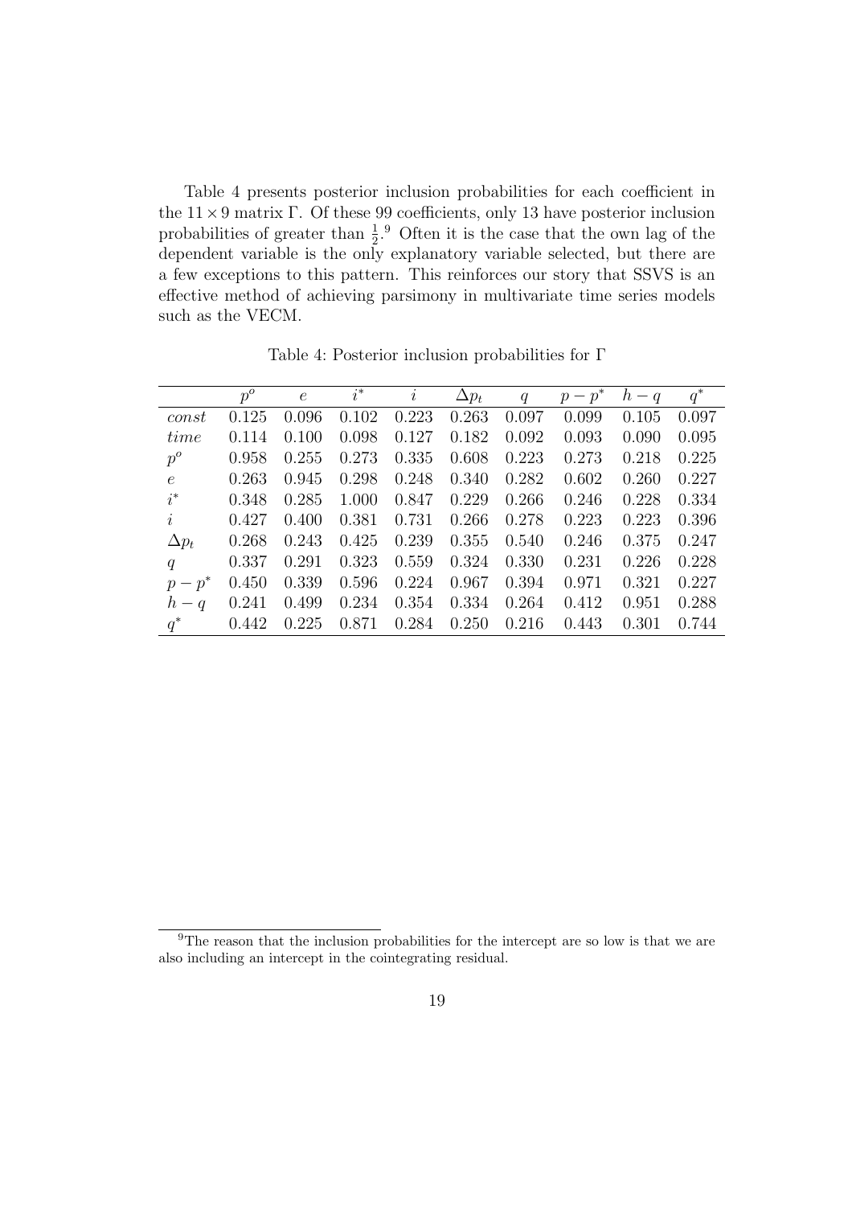Table 4 presents posterior inclusion probabilities for each coefficient in the $11 \times 9$ matrix $\Gamma$. Of these 99 coefficients, only 13 have posterior inclusion probabilities of greater than $\frac{1}{2}$.[9] Often it is the case that the own lag of the dependent variable is the only explanatory variable selected, but there are a few exceptions to this pattern. This reinforces our story that SSVS is an effective method of achieving parsimony in multivariate time series models such as the VECM.

Table 4: Posterior inclusion probabilities for $\Gamma$

| | $p^o$ | $e$ | $i^*$ | $i$ | $\Delta p_t$ | $q$ | $p-p^*$ | $h-q$ | $q^*$ |
|---|---|---|---|---|---|---|---|---|---|
| $const$ | 0.125 | 0.096 | 0.102 | 0.223 | 0.263 | 0.097 | 0.099 | 0.105 | 0.097 |
| $time$ | 0.114 | 0.100 | 0.098 | 0.127 | 0.182 | 0.092 | 0.093 | 0.090 | 0.095 |
| $p^o$ | 0.958 | 0.255 | 0.273 | 0.335 | 0.608 | 0.223 | 0.273 | 0.218 | 0.225 |
| $e$ | 0.263 | 0.945 | 0.298 | 0.248 | 0.340 | 0.282 | 0.602 | 0.260 | 0.227 |
| $i^*$ | 0.348 | 0.285 | 1.000 | 0.847 | 0.229 | 0.266 | 0.246 | 0.228 | 0.334 |
| $i$ | 0.427 | 0.400 | 0.381 | 0.731 | 0.266 | 0.278 | 0.223 | 0.223 | 0.396 |
| $\Delta p_t$ | 0.268 | 0.243 | 0.425 | 0.239 | 0.355 | 0.540 | 0.246 | 0.375 | 0.247 |
| $q$ | 0.337 | 0.291 | 0.323 | 0.559 | 0.324 | 0.330 | 0.231 | 0.226 | 0.228 |
| $p-p^*$ | 0.450 | 0.339 | 0.596 | 0.224 | 0.967 | 0.394 | 0.971 | 0.321 | 0.227 |
| $h-q$ | 0.241 | 0.499 | 0.234 | 0.354 | 0.334 | 0.264 | 0.412 | 0.951 | 0.288 |
| $q^*$ | 0.442 | 0.225 | 0.871 | 0.284 | 0.250 | 0.216 | 0.443 | 0.301 | 0.744 |

[9] The reason that the inclusion probabilities for the intercept are so low is that we are also including an intercept in the cointegrating residual.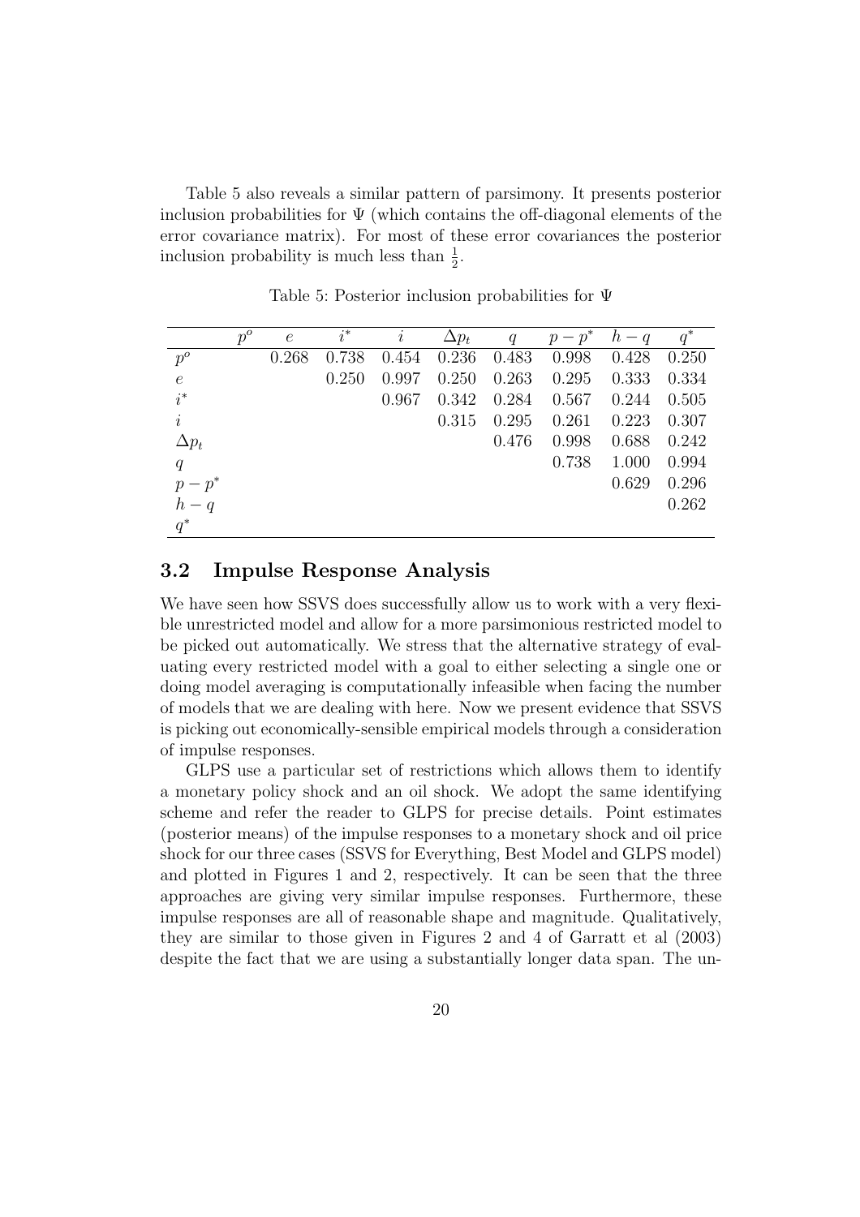Table 5 also reveals a similar pattern of parsimony. It presents posterior inclusion probabilities for $\Psi$ (which contains the off-diagonal elements of the error covariance matrix). For most of these error covariances the posterior inclusion probability is much less than $\frac{1}{2}$.

Table 5: Posterior inclusion probabilities for $\Psi$

| | $p^o$ | $e$ | $i^*$ | $i$ | $\Delta p_t$ | $q$ | $p-p^*$ | $h-q$ | $q^*$ |
|---|---|---|---|---|---|---|---|---|---|
| $p^o$ | | 0.268 | 0.738 | 0.454 | 0.236 | 0.483 | 0.998 | 0.428 | 0.250 |
| $e$ | | | 0.250 | 0.997 | 0.250 | 0.263 | 0.295 | 0.333 | 0.334 |
| $i^*$ | | | | 0.967 | 0.342 | 0.284 | 0.567 | 0.244 | 0.505 |
| $i$ | | | | | 0.315 | 0.295 | 0.261 | 0.223 | 0.307 |
| $\Delta p_t$ | | | | | | 0.476 | 0.998 | 0.688 | 0.242 |
| $q$ | | | | | | | 0.738 | 1.000 | 0.994 |
| $p-p^*$ | | | | | | | | 0.629 | 0.296 |
| $h-q$ | | | | | | | | | 0.262 |
| $q^*$ | | | | | | | | | |

## 3.2 Impulse Response Analysis

We have seen how SSVS does successfully allow us to work with a very flexible unrestricted model and allow for a more parsimonious restricted model to be picked out automatically. We stress that the alternative strategy of evaluating every restricted model with a goal to either selecting a single one or doing model averaging is computationally infeasible when facing the number of models that we are dealing with here. Now we present evidence that SSVS is picking out economically-sensible empirical models through a consideration of impulse responses.

GLPS use a particular set of restrictions which allows them to identify a monetary policy shock and an oil shock. We adopt the same identifying scheme and refer the reader to GLPS for precise details. Point estimates (posterior means) of the impulse responses to a monetary shock and oil price shock for our three cases (SSVS for Everything, Best Model and GLPS model) and plotted in Figures 1 and 2, respectively. It can be seen that the three approaches are giving very similar impulse responses. Furthermore, these impulse responses are all of reasonable shape and magnitude. Qualitatively, they are similar to those given in Figures 2 and 4 of Garratt et al (2003) despite the fact that we are using a substantially longer data span. The un-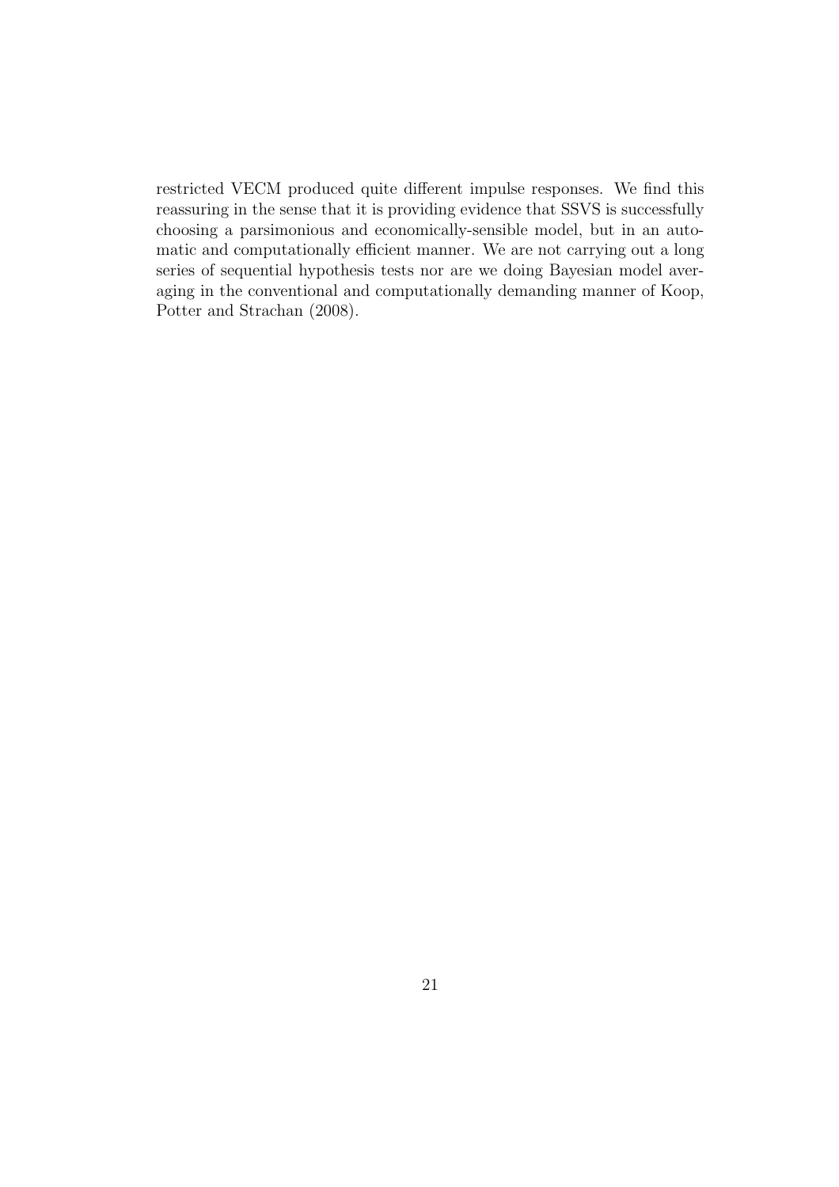restricted VECM produced quite different impulse responses. We find this reassuring in the sense that it is providing evidence that SSVS is successfully choosing a parsimonious and economically-sensible model, but in an automatic and computationally efficient manner. We are not carrying out a long series of sequential hypothesis tests nor are we doing Bayesian model averaging in the conventional and computationally demanding manner of Koop, Potter and Strachan (2008).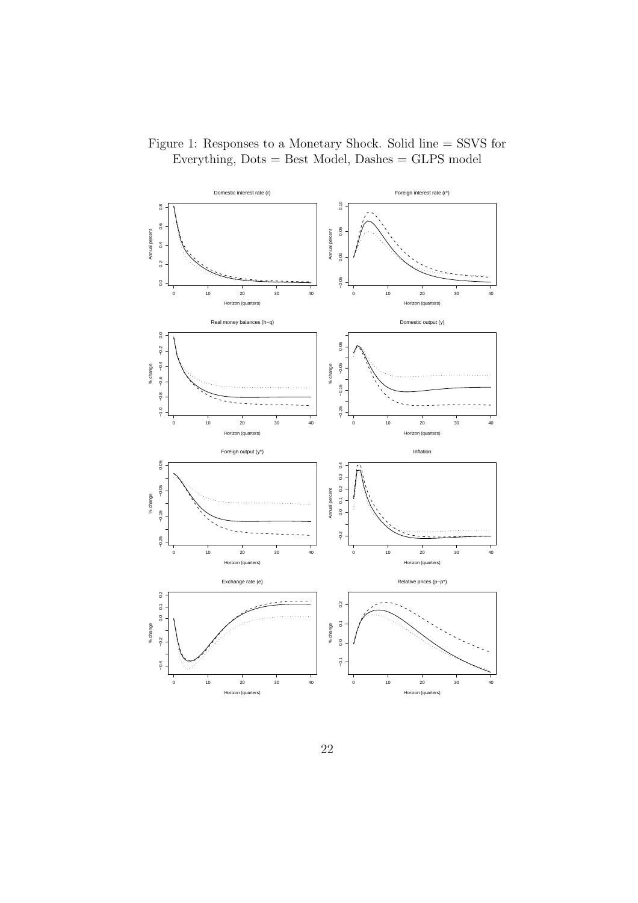Figure 1: Responses to a Monetary Shock. Solid line = SSVS for Everything, Dots = Best Model, Dashes = GLPS model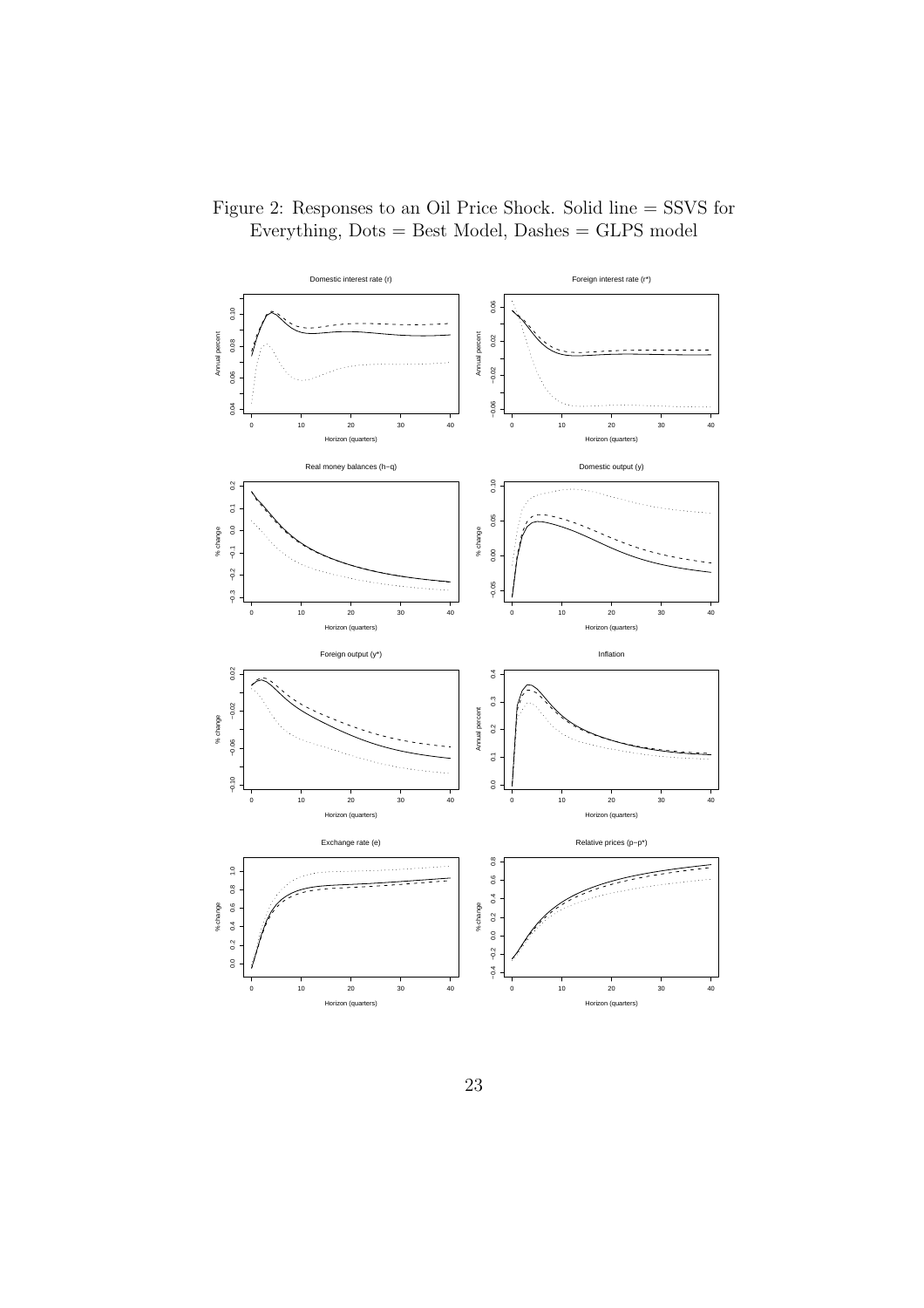Figure 2: Responses to an Oil Price Shock. Solid line = SSVS for Everything, Dots = Best Model, Dashes = GLPS model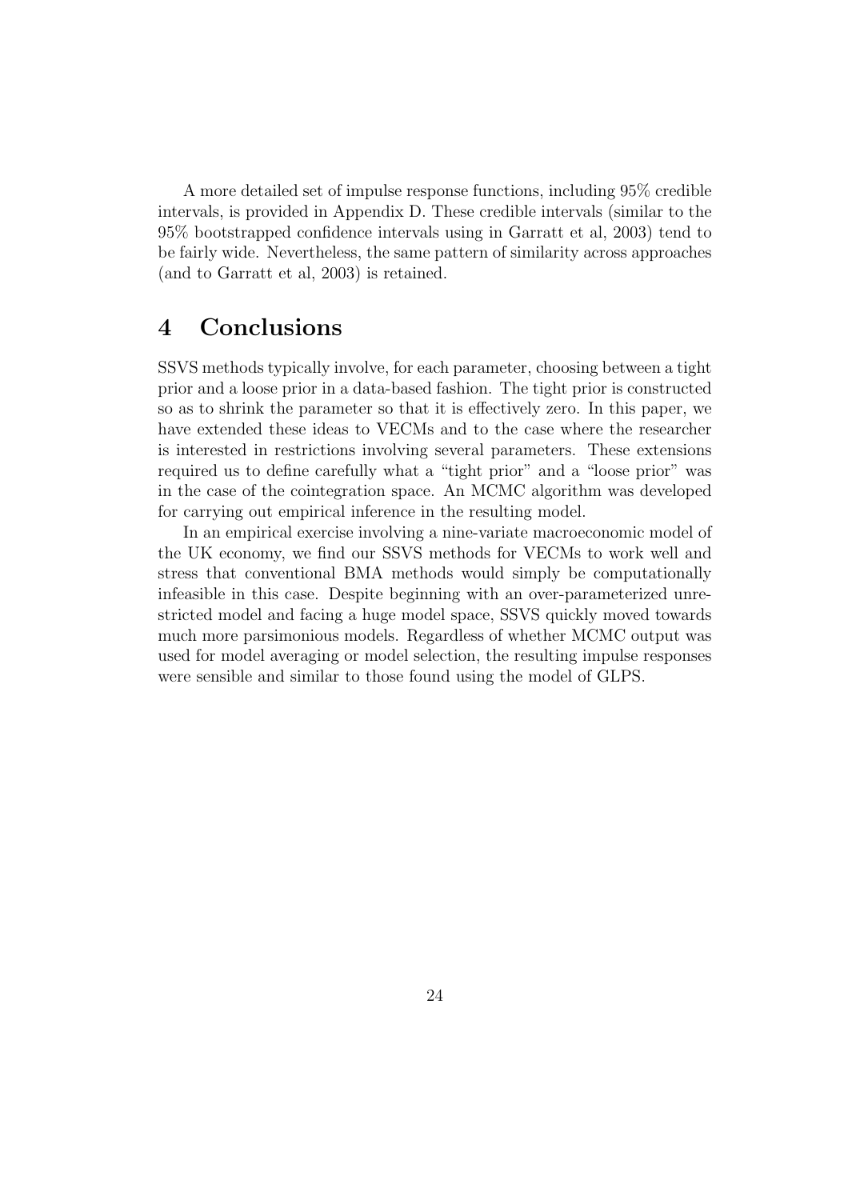A more detailed set of impulse response functions, including 95% credible intervals, is provided in Appendix D. These credible intervals (similar to the 95% bootstrapped confidence intervals using in Garratt et al, 2003) tend to be fairly wide. Nevertheless, the same pattern of similarity across approaches (and to Garratt et al, 2003) is retained.

# 4 Conclusions

SSVS methods typically involve, for each parameter, choosing between a tight prior and a loose prior in a data-based fashion. The tight prior is constructed so as to shrink the parameter so that it is effectively zero. In this paper, we have extended these ideas to VECMs and to the case where the researcher is interested in restrictions involving several parameters. These extensions required us to define carefully what a "tight prior" and a "loose prior" was in the case of the cointegration space. An MCMC algorithm was developed for carrying out empirical inference in the resulting model.

In an empirical exercise involving a nine-variate macroeconomic model of the UK economy, we find our SSVS methods for VECMs to work well and stress that conventional BMA methods would simply be computationally infeasible in this case. Despite beginning with an over-parameterized unrestricted model and facing a huge model space, SSVS quickly moved towards much more parsimonious models. Regardless of whether MCMC output was used for model averaging or model selection, the resulting impulse responses were sensible and similar to those found using the model of GLPS.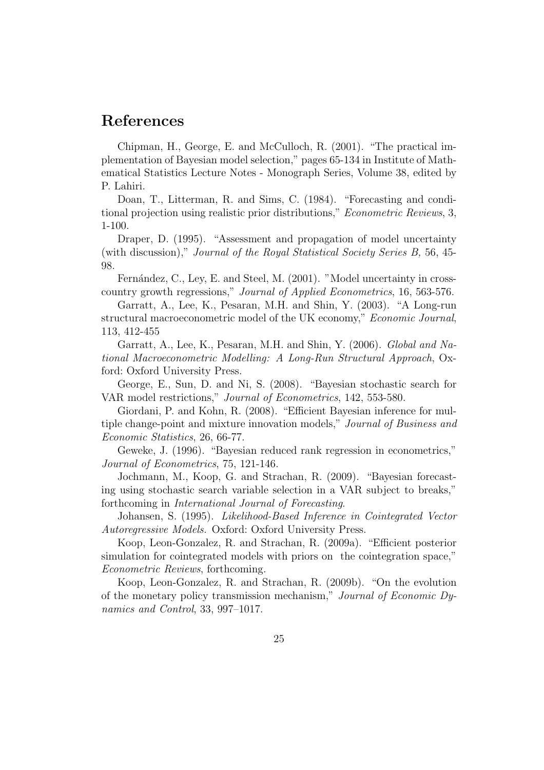# References

Chipman, H., George, E. and McCulloch, R. (2001). "The practical implementation of Bayesian model selection," pages 65-134 in Institute of Mathematical Statistics Lecture Notes - Monograph Series, Volume 38, edited by P. Lahiri.

Doan, T., Litterman, R. and Sims, C. (1984). "Forecasting and conditional projection using realistic prior distributions," *Econometric Reviews*, 3, 1-100.

Draper, D. (1995). "Assessment and propagation of model uncertainty (with discussion)," *Journal of the Royal Statistical Society Series B,* 56, 45-98.

Fernández, C., Ley, E. and Steel, M. (2001). "Model uncertainty in cross-country growth regressions," *Journal of Applied Econometrics*, 16, 563-576.

Garratt, A., Lee, K., Pesaran, M.H. and Shin, Y. (2003). "A Long-run structural macroeconometric model of the UK economy," *Economic Journal*, 113, 412-455

Garratt, A., Lee, K., Pesaran, M.H. and Shin, Y. (2006). *Global and National Macroeconometric Modelling: A Long-Run Structural Approach*, Oxford: Oxford University Press.

George, E., Sun, D. and Ni, S. (2008). "Bayesian stochastic search for VAR model restrictions," *Journal of Econometrics*, 142, 553-580.

Giordani, P. and Kohn, R. (2008). "Efficient Bayesian inference for multiple change-point and mixture innovation models," *Journal of Business and Economic Statistics*, 26, 66-77.

Geweke, J. (1996). "Bayesian reduced rank regression in econometrics," *Journal of Econometrics*, 75, 121-146.

Jochmann, M., Koop, G. and Strachan, R. (2009). "Bayesian forecasting using stochastic search variable selection in a VAR subject to breaks," forthcoming in *International Journal of Forecasting*.

Johansen, S. (1995). *Likelihood-Based Inference in Cointegrated Vector Autoregressive Models.* Oxford: Oxford University Press.

Koop, Leon-Gonzalez, R. and Strachan, R. (2009a). "Efficient posterior simulation for cointegrated models with priors on the cointegration space," *Econometric Reviews*, forthcoming.

Koop, Leon-Gonzalez, R. and Strachan, R. (2009b). "On the evolution of the monetary policy transmission mechanism," *Journal of Economic Dynamics and Control*, 33, 997–1017.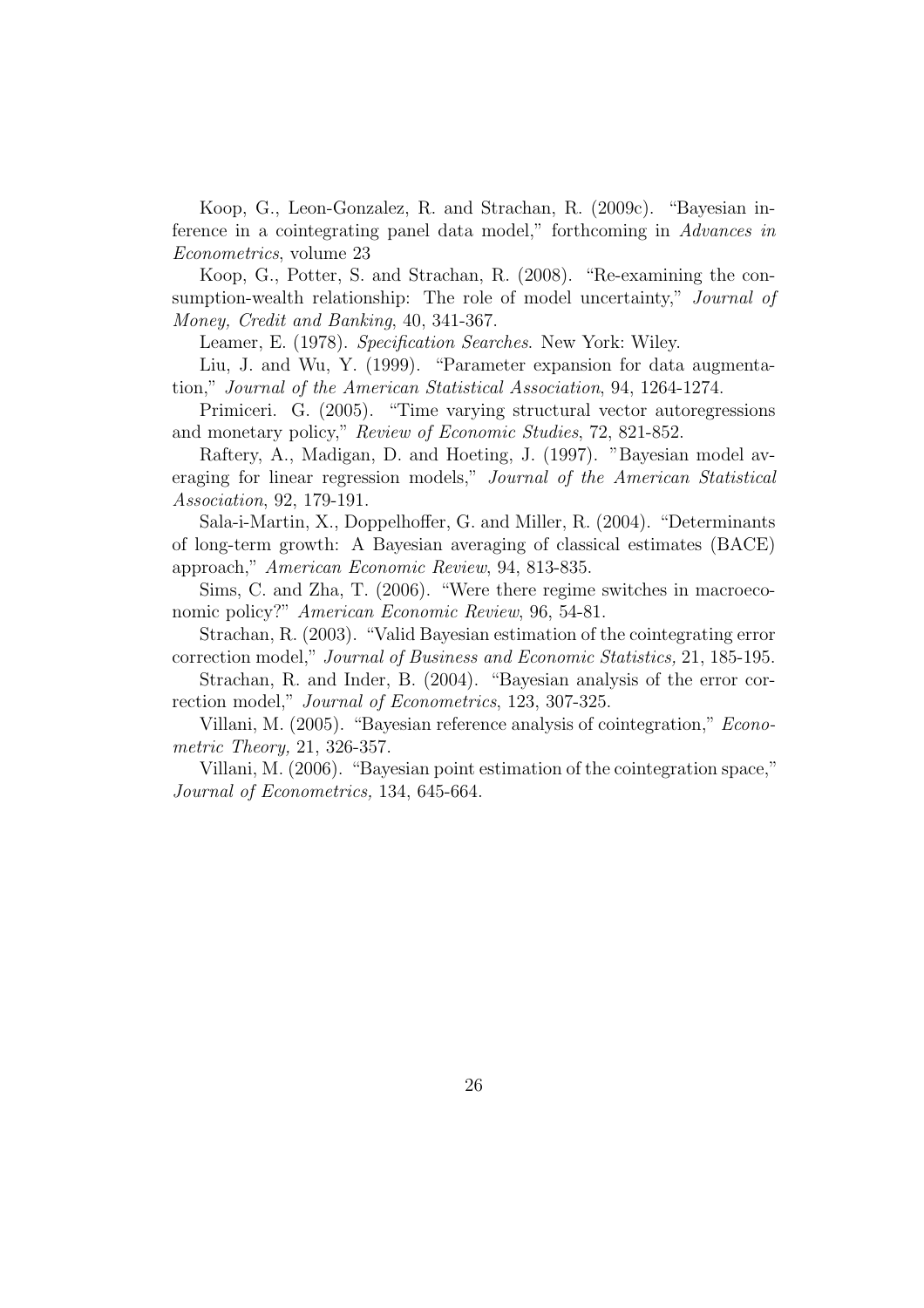Koop, G., Leon-Gonzalez, R. and Strachan, R. (2009c). "Bayesian inference in a cointegrating panel data model," forthcoming in *Advances in Econometrics*, volume 23

Koop, G., Potter, S. and Strachan, R. (2008). "Re-examining the consumption-wealth relationship: The role of model uncertainty," *Journal of Money, Credit and Banking*, 40, 341-367.

Leamer, E. (1978). *Specification Searches*. New York: Wiley.

Liu, J. and Wu, Y. (1999). "Parameter expansion for data augmentation," *Journal of the American Statistical Association*, 94, 1264-1274.

Primiceri. G. (2005). "Time varying structural vector autoregressions and monetary policy," *Review of Economic Studies*, 72, 821-852.

Raftery, A., Madigan, D. and Hoeting, J. (1997). "Bayesian model averaging for linear regression models," *Journal of the American Statistical Association*, 92, 179-191.

Sala-i-Martin, X., Doppelhoffer, G. and Miller, R. (2004). "Determinants of long-term growth: A Bayesian averaging of classical estimates (BACE) approach," *American Economic Review*, 94, 813-835.

Sims, C. and Zha, T. (2006). "Were there regime switches in macroeconomic policy?" *American Economic Review*, 96, 54-81.

Strachan, R. (2003). "Valid Bayesian estimation of the cointegrating error correction model," *Journal of Business and Economic Statistics,* 21, 185-195.

Strachan, R. and Inder, B. (2004). "Bayesian analysis of the error correction model," *Journal of Econometrics*, 123, 307-325.

Villani, M. (2005). "Bayesian reference analysis of cointegration," *Econometric Theory,* 21, 326-357.

Villani, M. (2006). "Bayesian point estimation of the cointegration space," *Journal of Econometrics,* 134, 645-664.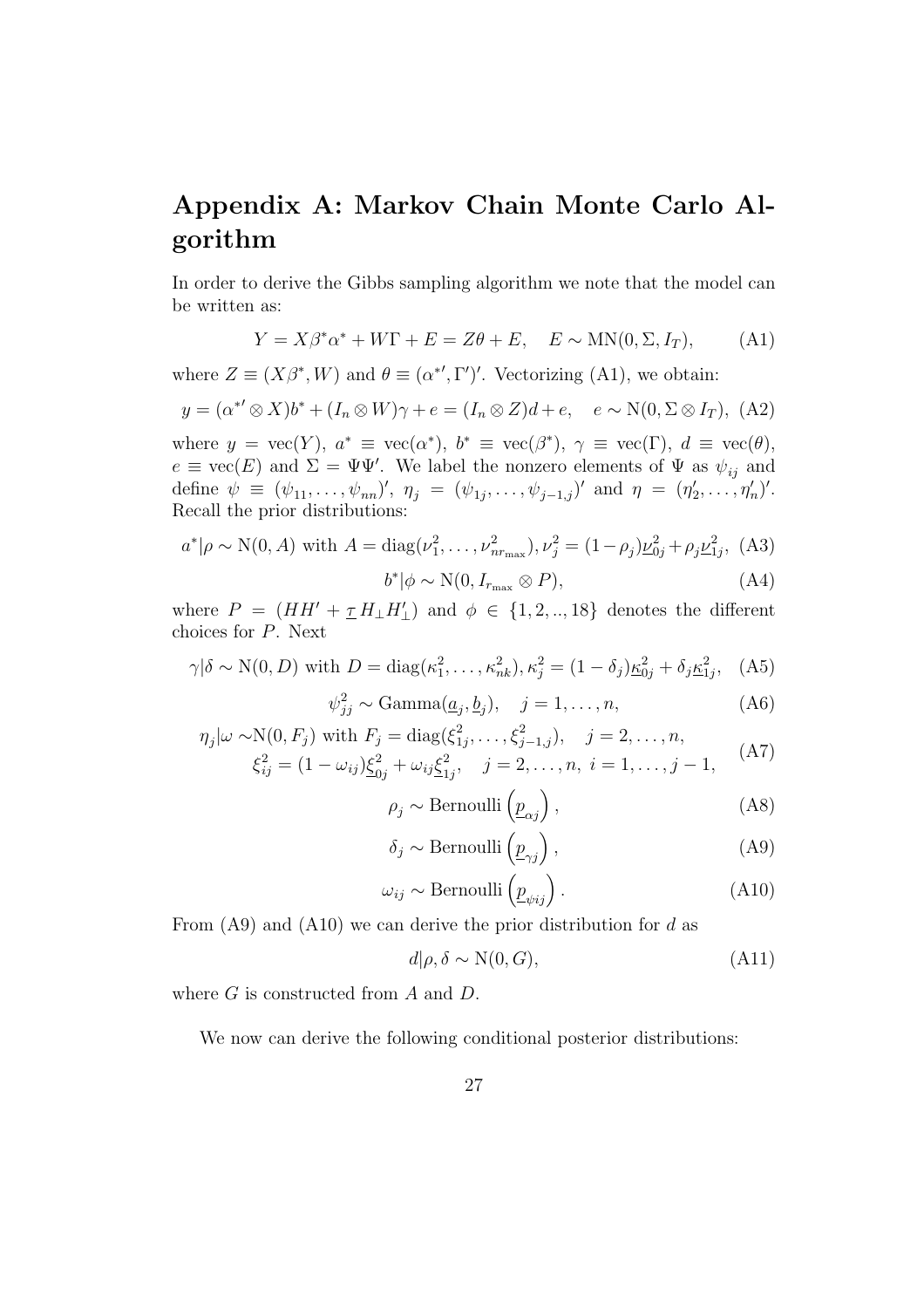# Appendix A: Markov Chain Monte Carlo Algorithm

In order to derive the Gibbs sampling algorithm we note that the model can be written as:

$$Y = X\beta^*\alpha^* + W\Gamma + E = Z\theta + E, \quad E \sim \mathrm{MN}(0, \Sigma, I_T), \tag{A1}$$

where $Z \equiv (X\beta^*, W)$ and $\theta \equiv (\alpha^{*\prime}, \Gamma^\prime)^\prime$. Vectorizing (A1), we obtain:

$$y = (\alpha^{*\prime} \otimes X)b^* + (I_n \otimes W)\gamma + e = (I_n \otimes Z)d + e, \quad e \sim \mathrm{N}(0, \Sigma \otimes I_T), \tag{A2}$$

where $y = \mathrm{vec}(Y)$, $a^* \equiv \mathrm{vec}(\alpha^*)$, $b^* \equiv \mathrm{vec}(\beta^*)$, $\gamma \equiv \mathrm{vec}(\Gamma)$, $d \equiv \mathrm{vec}(\theta)$, $e \equiv \mathrm{vec}(E)$ and $\Sigma = \Psi\Psi^\prime$. We label the nonzero elements of $\Psi$ as $\psi_{ij}$ and define $\psi \equiv (\psi_{11}, \ldots, \psi_{nn})^\prime$, $\eta_j = (\psi_{1j}, \ldots, \psi_{j-1,j})^\prime$ and $\eta = (\eta_2^\prime, \ldots, \eta_n^\prime)^\prime$. Recall the prior distributions:

$$a^*|\rho \sim \mathrm{N}(0, A) \text{ with } A = \mathrm{diag}(\nu_1^2, \ldots, \nu_{nr_{\max}}^2), \nu_j^2 = (1-\rho_j)\underline{\nu}_{0j}^2 + \rho_j \underline{\nu}_{1j}^2, \tag{A3}$$

$$b^*|\phi \sim \mathrm{N}(0, I_{r_{\max}} \otimes P), \tag{A4}$$

where $P = (HH^\prime + \underline{\tau}\, H_\perp H_\perp^\prime)$ and $\phi \in \{1, 2, .., 18\}$ denotes the different choices for $P$. Next

$$\gamma|\delta \sim \mathrm{N}(0, D) \text{ with } D = \mathrm{diag}(\kappa_1^2, \ldots, \kappa_{nk}^2), \kappa_j^2 = (1-\delta_j)\underline{\kappa}_{0j}^2 + \delta_j \underline{\kappa}_{1j}^2, \tag{A5}$$

$$\psi_{jj}^2 \sim \mathrm{Gamma}(\underline{a}_j, \underline{b}_j), \quad j = 1, \ldots, n, \tag{A6}$$

$$\begin{aligned} \eta_j|\omega \sim &\mathrm{N}(0, F_j) \text{ with } F_j = \mathrm{diag}(\xi_{1j}^2, \ldots, \xi_{j-1,j}^2), \quad j = 2, \ldots, n, \\ &\xi_{ij}^2 = (1-\omega_{ij})\underline{\xi}_{0j}^2 + \omega_{ij}\underline{\xi}_{1j}^2, \quad j = 2, \ldots, n, \ i = 1, \ldots, j-1, \end{aligned} \tag{A7}$$

$$\rho_j \sim \mathrm{Bernoulli}\left(\underline{p}_{\alpha j}\right), \tag{A8}$$

$$\delta_j \sim \mathrm{Bernoulli}\left(\underline{p}_{\gamma j}\right), \tag{A9}$$

$$\omega_{ij} \sim \mathrm{Bernoulli}\left(\underline{p}_{\psi ij}\right). \tag{A10}$$

From (A9) and (A10) we can derive the prior distribution for $d$ as

$$d|\rho, \delta \sim \mathrm{N}(0, G), \tag{A11}$$

where $G$ is constructed from $A$ and $D$.

We now can derive the following conditional posterior distributions: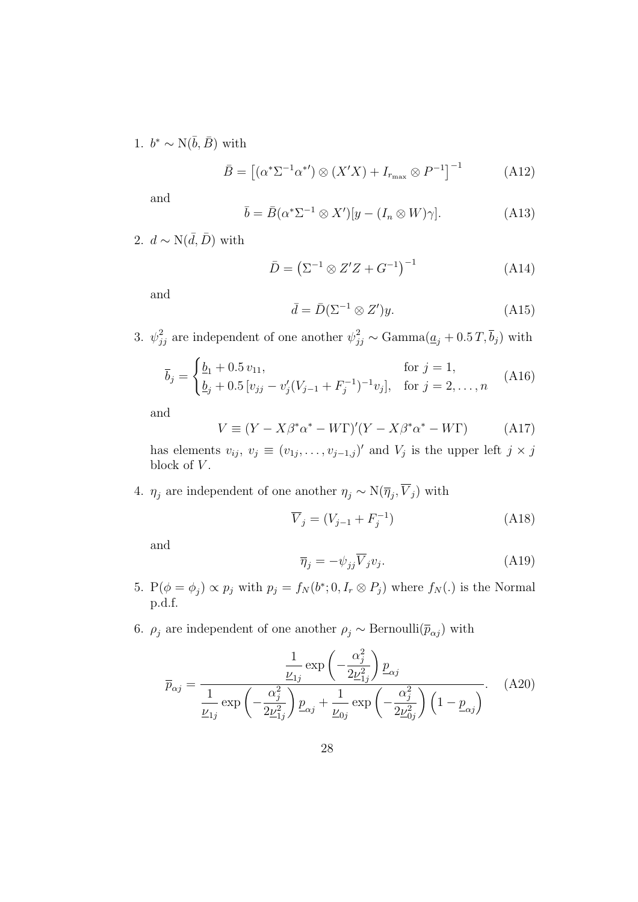1. $b^* \sim \mathrm{N}(\bar{b}, \bar{B})$ with

$$\bar{B} = \left[(\alpha^* \Sigma^{-1} \alpha^{*\prime}) \otimes (X'X) + I_{r_{\max}} \otimes P^{-1}\right]^{-1} \tag{A12}$$

and

$$\bar{b} = \bar{B}(\alpha^* \Sigma^{-1} \otimes X')[y - (I_n \otimes W)\gamma]. \tag{A13}$$

2. $d \sim \mathrm{N}(\bar{d}, \bar{D})$ with

$$\bar{D} = \left(\Sigma^{-1} \otimes Z'Z + G^{-1}\right)^{-1} \tag{A14}$$

and

$$\bar{d} = \bar{D}(\Sigma^{-1} \otimes Z')y. \tag{A15}$$

3. $\psi_{jj}^2$ are independent of one another $\psi_{jj}^2 \sim \mathrm{Gamma}(\underline{a}_j + 0.5\,T, \overline{b}_j)$ with

$$\overline{b}_j = \begin{cases} \underline{b}_1 + 0.5\, v_{11}, & \text{for } j = 1, \\ \underline{b}_j + 0.5\,[v_{jj} - v_j'(V_{j-1} + F_j^{-1})^{-1} v_j], & \text{for } j = 2, \ldots, n \end{cases} \tag{A16}$$

and

$$V \equiv (Y - X\beta^*\alpha^* - W\Gamma)'(Y - X\beta^*\alpha^* - W\Gamma) \tag{A17}$$

has elements $v_{ij}$, $v_j \equiv (v_{1j}, \ldots, v_{j-1,j})'$ and $V_j$ is the upper left $j \times j$ block of $V$.

4. $\eta_j$ are independent of one another $\eta_j \sim \mathrm{N}(\overline{\eta}_j, \overline{V}_j)$ with

$$\overline{V}_j = (V_{j-1} + F_j^{-1}) \tag{A18}$$

and

$$\overline{\eta}_j = -\psi_{jj} \overline{V}_j v_j. \tag{A19}$$

5. $\mathrm{P}(\phi = \phi_j) \propto p_j$ with $p_j = f_N(b^*; 0, I_r \otimes P_j)$ where $f_N(.)$ is the Normal p.d.f.

6. $\rho_j$ are independent of one another $\rho_j \sim \mathrm{Bernoulli}(\overline{p}_{\alpha j})$ with

$$\overline{p}_{\alpha j} = \frac{\dfrac{1}{\underline{\nu}_{1j}} \exp\left(-\dfrac{\alpha_j^2}{2\underline{\nu}_{1j}^2}\right) \underline{p}_{\alpha j}}{\dfrac{1}{\underline{\nu}_{1j}} \exp\left(-\dfrac{\alpha_j^2}{2\underline{\nu}_{1j}^2}\right) \underline{p}_{\alpha j} + \dfrac{1}{\underline{\nu}_{0j}} \exp\left(-\dfrac{\alpha_j^2}{2\underline{\nu}_{0j}^2}\right) \left(1 - \underline{p}_{\alpha j}\right)}. \tag{A20}$$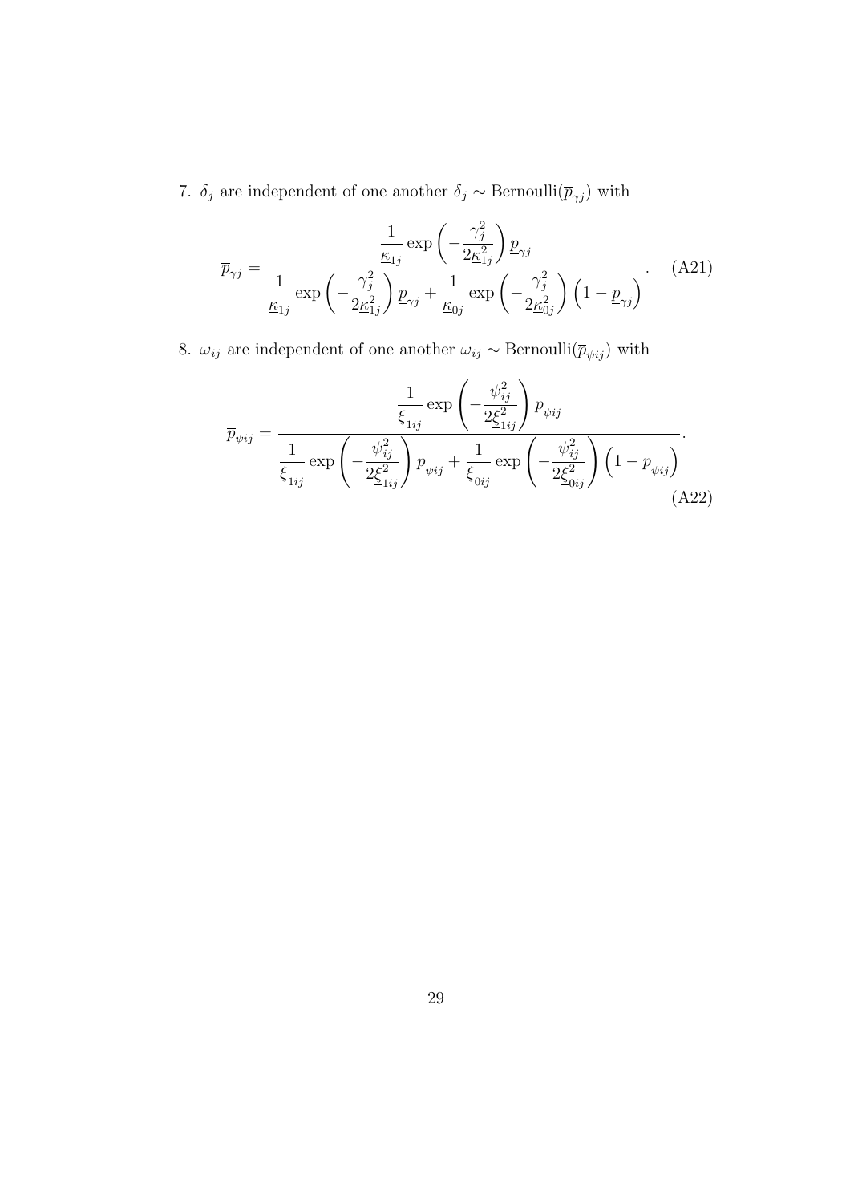7. $\delta_j$ are independent of one another $\delta_j \sim \text{Bernoulli}(\overline{p}_{\gamma j})$ with

$$\overline{p}_{\gamma j} = \frac{\dfrac{1}{\underline{\kappa}_{1j}} \exp\left(-\dfrac{\gamma_j^2}{2\underline{\kappa}_{1j}^2}\right) \underline{p}_{\gamma j}}{\dfrac{1}{\underline{\kappa}_{1j}} \exp\left(-\dfrac{\gamma_j^2}{2\underline{\kappa}_{1j}^2}\right) \underline{p}_{\gamma j} + \dfrac{1}{\underline{\kappa}_{0j}} \exp\left(-\dfrac{\gamma_j^2}{2\underline{\kappa}_{0j}^2}\right) \left(1 - \underline{p}_{\gamma j}\right)}. \quad \text{(A21)}$$

8. $\omega_{ij}$ are independent of one another $\omega_{ij} \sim \text{Bernoulli}(\overline{p}_{\psi ij})$ with

$$\overline{p}_{\psi ij} = \frac{\dfrac{1}{\underline{\xi}_{1ij}} \exp\left(-\dfrac{\psi_{ij}^2}{2\underline{\xi}_{1ij}^2}\right) \underline{p}_{\psi ij}}{\dfrac{1}{\underline{\xi}_{1ij}} \exp\left(-\dfrac{\psi_{ij}^2}{2\underline{\xi}_{1ij}^2}\right) \underline{p}_{\psi ij} + \dfrac{1}{\underline{\xi}_{0ij}} \exp\left(-\dfrac{\psi_{ij}^2}{2\underline{\xi}_{0ij}^2}\right) \left(1 - \underline{p}_{\psi ij}\right)}. \quad \text{(A22)}$$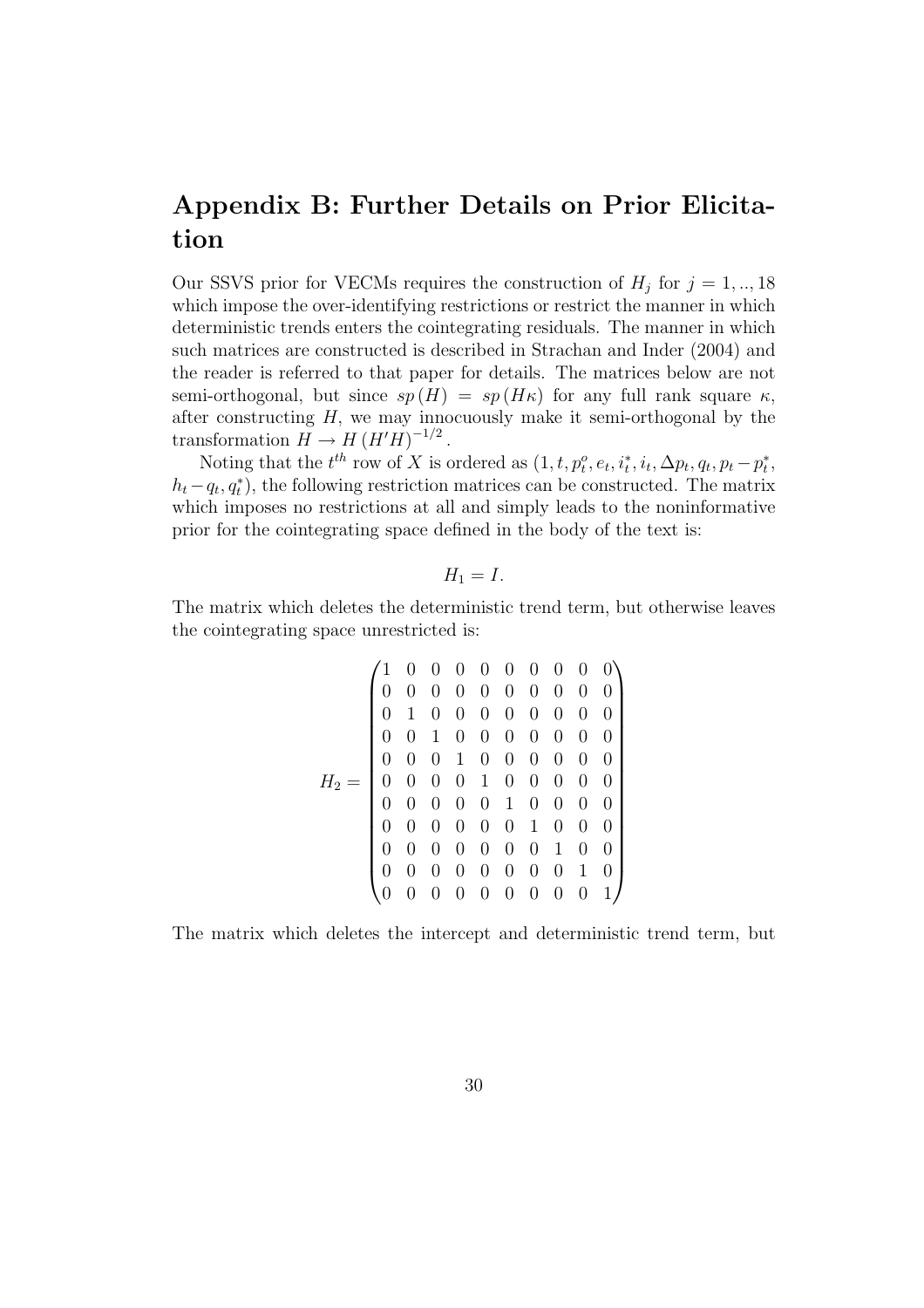## Appendix B: Further Details on Prior Elicitation

Our SSVS prior for VECMs requires the construction of $H_j$ for $j = 1, .., 18$ which impose the over-identifying restrictions or restrict the manner in which deterministic trends enters the cointegrating residuals. The manner in which such matrices are constructed is described in Strachan and Inder (2004) and the reader is referred to that paper for details. The matrices below are not semi-orthogonal, but since $sp(H) = sp(H\kappa)$ for any full rank square $\kappa$, after constructing $H$, we may innocuously make it semi-orthogonal by the transformation $H \rightarrow H(H'H)^{-1/2}$.

Noting that the $t^{th}$ row of $X$ is ordered as $(1, t, p_t^o, e_t, i_t^*, i_t, \Delta p_t, q_t, p_t - p_t^*, h_t - q_t, q_t^*)$, the following restriction matrices can be constructed. The matrix which imposes no restrictions at all and simply leads to the noninformative prior for the cointegrating space defined in the body of the text is:

$$H_1 = I.$$

The matrix which deletes the deterministic trend term, but otherwise leaves the cointegrating space unrestricted is:

$$H_2 = \begin{pmatrix} 1 & 0 & 0 & 0 & 0 & 0 & 0 & 0 & 0 & 0 \\ 0 & 0 & 0 & 0 & 0 & 0 & 0 & 0 & 0 & 0 \\ 0 & 1 & 0 & 0 & 0 & 0 & 0 & 0 & 0 & 0 \\ 0 & 0 & 1 & 0 & 0 & 0 & 0 & 0 & 0 & 0 \\ 0 & 0 & 0 & 1 & 0 & 0 & 0 & 0 & 0 & 0 \\ 0 & 0 & 0 & 0 & 1 & 0 & 0 & 0 & 0 & 0 \\ 0 & 0 & 0 & 0 & 0 & 1 & 0 & 0 & 0 & 0 \\ 0 & 0 & 0 & 0 & 0 & 0 & 1 & 0 & 0 & 0 \\ 0 & 0 & 0 & 0 & 0 & 0 & 0 & 1 & 0 & 0 \\ 0 & 0 & 0 & 0 & 0 & 0 & 0 & 0 & 1 & 0 \\ 0 & 0 & 0 & 0 & 0 & 0 & 0 & 0 & 0 & 1 \end{pmatrix}$$

The matrix which deletes the intercept and deterministic trend term, but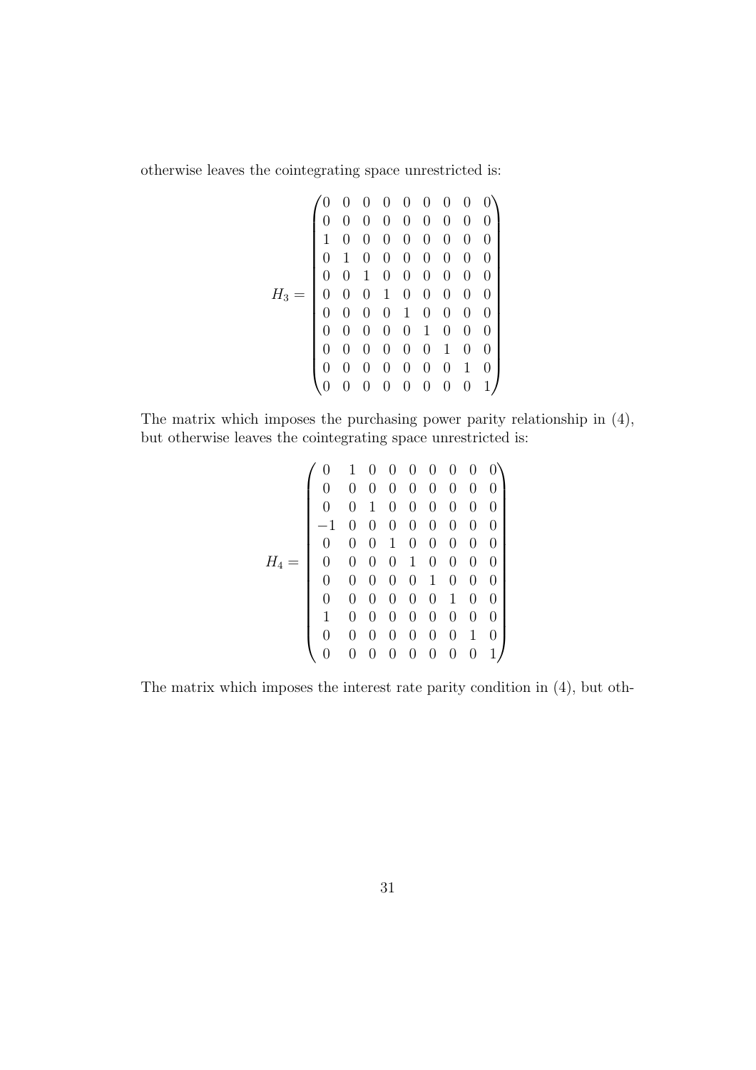otherwise leaves the cointegrating space unrestricted is:

$$
H_3 = \begin{pmatrix}
0 & 0 & 0 & 0 & 0 & 0 & 0 & 0 & 0 \\
0 & 0 & 0 & 0 & 0 & 0 & 0 & 0 & 0 \\
1 & 0 & 0 & 0 & 0 & 0 & 0 & 0 & 0 \\
0 & 1 & 0 & 0 & 0 & 0 & 0 & 0 & 0 \\
0 & 0 & 1 & 0 & 0 & 0 & 0 & 0 & 0 \\
0 & 0 & 0 & 1 & 0 & 0 & 0 & 0 & 0 \\
0 & 0 & 0 & 0 & 1 & 0 & 0 & 0 & 0 \\
0 & 0 & 0 & 0 & 0 & 1 & 0 & 0 & 0 \\
0 & 0 & 0 & 0 & 0 & 0 & 1 & 0 & 0 \\
0 & 0 & 0 & 0 & 0 & 0 & 0 & 1 & 0 \\
0 & 0 & 0 & 0 & 0 & 0 & 0 & 0 & 1
\end{pmatrix}
$$

The matrix which imposes the purchasing power parity relationship in (4), but otherwise leaves the cointegrating space unrestricted is:

$$
H_4 = \begin{pmatrix}
0 & 1 & 0 & 0 & 0 & 0 & 0 & 0 & 0 \\
0 & 0 & 0 & 0 & 0 & 0 & 0 & 0 & 0 \\
0 & 0 & 1 & 0 & 0 & 0 & 0 & 0 & 0 \\
-1 & 0 & 0 & 0 & 0 & 0 & 0 & 0 & 0 \\
0 & 0 & 0 & 1 & 0 & 0 & 0 & 0 & 0 \\
0 & 0 & 0 & 0 & 1 & 0 & 0 & 0 & 0 \\
0 & 0 & 0 & 0 & 0 & 1 & 0 & 0 & 0 \\
0 & 0 & 0 & 0 & 0 & 0 & 1 & 0 & 0 \\
1 & 0 & 0 & 0 & 0 & 0 & 0 & 0 & 0 \\
0 & 0 & 0 & 0 & 0 & 0 & 0 & 1 & 0 \\
0 & 0 & 0 & 0 & 0 & 0 & 0 & 0 & 1
\end{pmatrix}
$$

The matrix which imposes the interest rate parity condition in (4), but oth-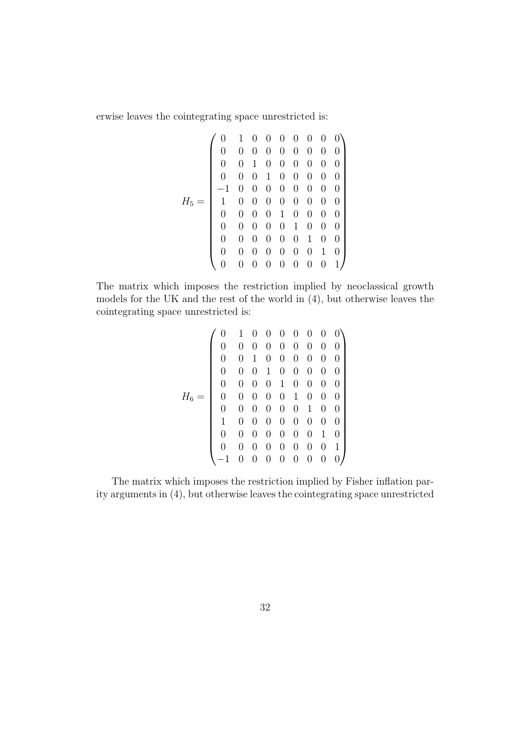erwise leaves the cointegrating space unrestricted is:

$$H_5 = \begin{pmatrix} 0 & 1 & 0 & 0 & 0 & 0 & 0 & 0 & 0 \\ 0 & 0 & 0 & 0 & 0 & 0 & 0 & 0 & 0 \\ 0 & 0 & 1 & 0 & 0 & 0 & 0 & 0 & 0 \\ 0 & 0 & 0 & 1 & 0 & 0 & 0 & 0 & 0 \\ -1 & 0 & 0 & 0 & 0 & 0 & 0 & 0 & 0 \\ 1 & 0 & 0 & 0 & 0 & 0 & 0 & 0 & 0 \\ 0 & 0 & 0 & 0 & 1 & 0 & 0 & 0 & 0 \\ 0 & 0 & 0 & 0 & 0 & 1 & 0 & 0 & 0 \\ 0 & 0 & 0 & 0 & 0 & 0 & 1 & 0 & 0 \\ 0 & 0 & 0 & 0 & 0 & 0 & 0 & 1 & 0 \\ 0 & 0 & 0 & 0 & 0 & 0 & 0 & 0 & 1 \end{pmatrix}$$

The matrix which imposes the restriction implied by neoclassical growth models for the UK and the rest of the world in (4), but otherwise leaves the cointegrating space unrestricted is:

$$H_6 = \begin{pmatrix} 0 & 1 & 0 & 0 & 0 & 0 & 0 & 0 & 0 \\ 0 & 0 & 0 & 0 & 0 & 0 & 0 & 0 & 0 \\ 0 & 0 & 1 & 0 & 0 & 0 & 0 & 0 & 0 \\ 0 & 0 & 0 & 1 & 0 & 0 & 0 & 0 & 0 \\ 0 & 0 & 0 & 0 & 1 & 0 & 0 & 0 & 0 \\ 0 & 0 & 0 & 0 & 0 & 1 & 0 & 0 & 0 \\ 0 & 0 & 0 & 0 & 0 & 0 & 1 & 0 & 0 \\ 1 & 0 & 0 & 0 & 0 & 0 & 0 & 0 & 0 \\ 0 & 0 & 0 & 0 & 0 & 0 & 0 & 1 & 0 \\ 0 & 0 & 0 & 0 & 0 & 0 & 0 & 0 & 1 \\ -1 & 0 & 0 & 0 & 0 & 0 & 0 & 0 & 0 \end{pmatrix}$$

The matrix which imposes the restriction implied by Fisher inflation parity arguments in (4), but otherwise leaves the cointegrating space unrestricted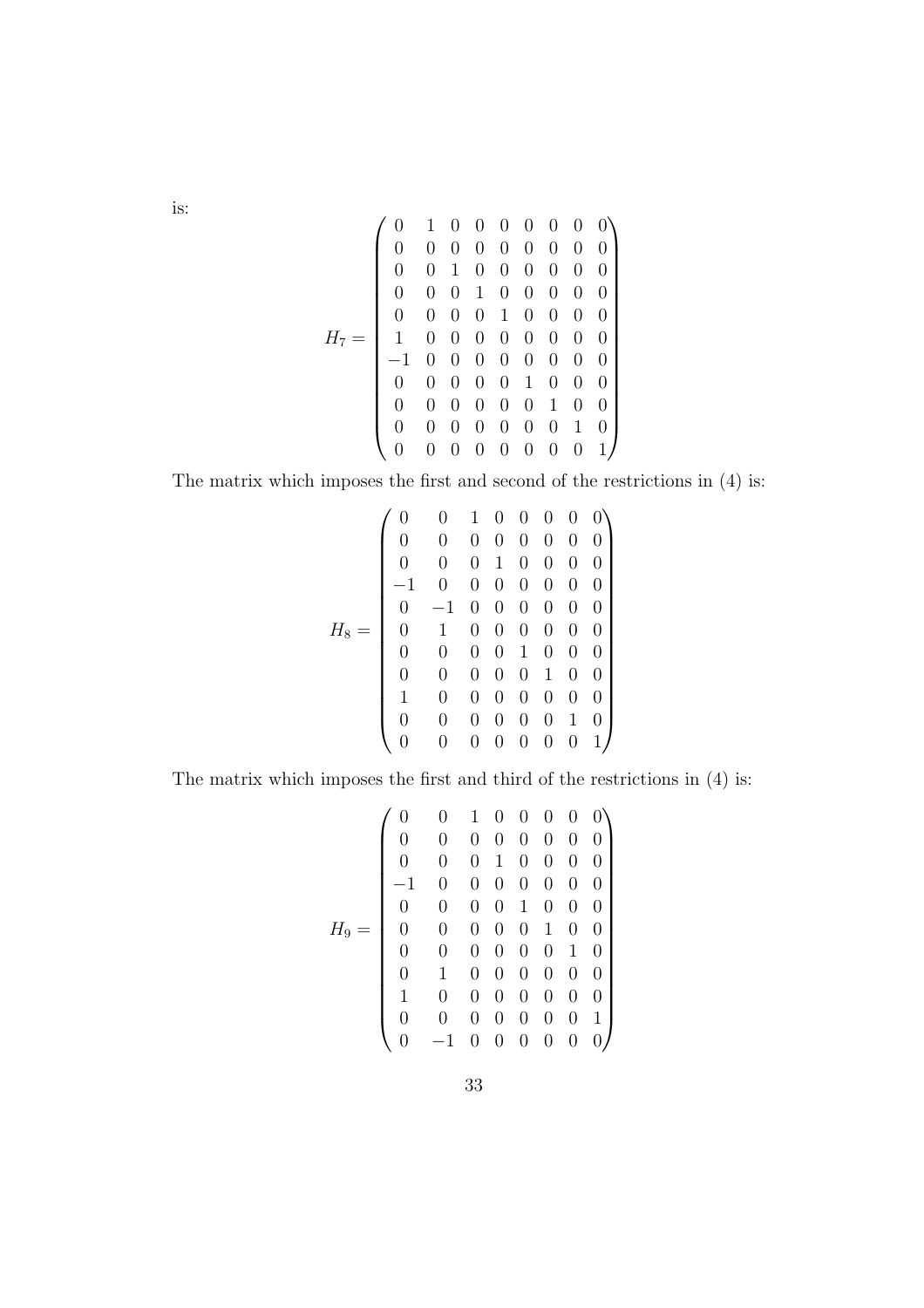is:

$$H_7 = \begin{pmatrix} 0 & 1 & 0 & 0 & 0 & 0 & 0 & 0 & 0 \\ 0 & 0 & 0 & 0 & 0 & 0 & 0 & 0 & 0 \\ 0 & 0 & 1 & 0 & 0 & 0 & 0 & 0 & 0 \\ 0 & 0 & 0 & 1 & 0 & 0 & 0 & 0 & 0 \\ 0 & 0 & 0 & 0 & 1 & 0 & 0 & 0 & 0 \\ 1 & 0 & 0 & 0 & 0 & 0 & 0 & 0 & 0 \\ -1 & 0 & 0 & 0 & 0 & 0 & 0 & 0 & 0 \\ 0 & 0 & 0 & 0 & 0 & 1 & 0 & 0 & 0 \\ 0 & 0 & 0 & 0 & 0 & 0 & 1 & 0 & 0 \\ 0 & 0 & 0 & 0 & 0 & 0 & 0 & 1 & 0 \\ 0 & 0 & 0 & 0 & 0 & 0 & 0 & 0 & 1 \end{pmatrix}$$

The matrix which imposes the first and second of the restrictions in (4) is:

$$H_8 = \begin{pmatrix} 0 & 0 & 1 & 0 & 0 & 0 & 0 & 0 \\ 0 & 0 & 0 & 0 & 0 & 0 & 0 & 0 \\ 0 & 0 & 0 & 1 & 0 & 0 & 0 & 0 \\ -1 & 0 & 0 & 0 & 0 & 0 & 0 & 0 \\ 0 & -1 & 0 & 0 & 0 & 0 & 0 & 0 \\ 0 & 1 & 0 & 0 & 0 & 0 & 0 & 0 \\ 0 & 0 & 0 & 0 & 1 & 0 & 0 & 0 \\ 0 & 0 & 0 & 0 & 0 & 1 & 0 & 0 \\ 1 & 0 & 0 & 0 & 0 & 0 & 0 & 0 \\ 0 & 0 & 0 & 0 & 0 & 0 & 1 & 0 \\ 0 & 0 & 0 & 0 & 0 & 0 & 0 & 1 \end{pmatrix}$$

The matrix which imposes the first and third of the restrictions in (4) is:

$$H_9 = \begin{pmatrix} 0 & 0 & 1 & 0 & 0 & 0 & 0 & 0 \\ 0 & 0 & 0 & 0 & 0 & 0 & 0 & 0 \\ 0 & 0 & 0 & 1 & 0 & 0 & 0 & 0 \\ -1 & 0 & 0 & 0 & 0 & 0 & 0 & 0 \\ 0 & 0 & 0 & 0 & 1 & 0 & 0 & 0 \\ 0 & 0 & 0 & 0 & 0 & 1 & 0 & 0 \\ 0 & 0 & 0 & 0 & 0 & 0 & 1 & 0 \\ 0 & 1 & 0 & 0 & 0 & 0 & 0 & 0 \\ 1 & 0 & 0 & 0 & 0 & 0 & 0 & 0 \\ 0 & 0 & 0 & 0 & 0 & 0 & 0 & 1 \\ 0 & -1 & 0 & 0 & 0 & 0 & 0 & 0 \end{pmatrix}$$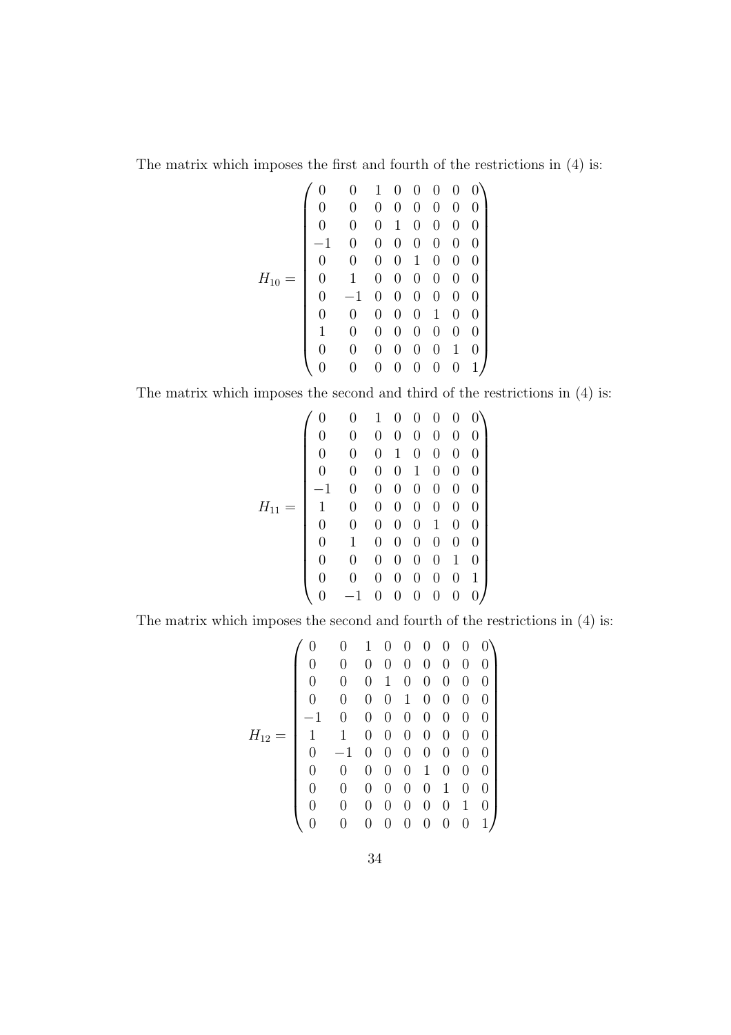The matrix which imposes the first and fourth of the restrictions in (4) is:

$$
H_{10} = \begin{pmatrix}
0 & 0 & 1 & 0 & 0 & 0 & 0 & 0 \\
0 & 0 & 0 & 0 & 0 & 0 & 0 & 0 \\
0 & 0 & 0 & 1 & 0 & 0 & 0 & 0 \\
-1 & 0 & 0 & 0 & 0 & 0 & 0 & 0 \\
0 & 0 & 0 & 0 & 1 & 0 & 0 & 0 \\
0 & 1 & 0 & 0 & 0 & 0 & 0 & 0 \\
0 & -1 & 0 & 0 & 0 & 0 & 0 & 0 \\
0 & 0 & 0 & 0 & 0 & 1 & 0 & 0 \\
1 & 0 & 0 & 0 & 0 & 0 & 0 & 0 \\
0 & 0 & 0 & 0 & 0 & 0 & 1 & 0 \\
0 & 0 & 0 & 0 & 0 & 0 & 0 & 1
\end{pmatrix}
$$

The matrix which imposes the second and third of the restrictions in (4) is:

$$
H_{11} = \begin{pmatrix}
0 & 0 & 1 & 0 & 0 & 0 & 0 & 0 \\
0 & 0 & 0 & 0 & 0 & 0 & 0 & 0 \\
0 & 0 & 0 & 1 & 0 & 0 & 0 & 0 \\
0 & 0 & 0 & 0 & 1 & 0 & 0 & 0 \\
-1 & 0 & 0 & 0 & 0 & 0 & 0 & 0 \\
1 & 0 & 0 & 0 & 0 & 0 & 0 & 0 \\
0 & 0 & 0 & 0 & 0 & 1 & 0 & 0 \\
0 & 1 & 0 & 0 & 0 & 0 & 0 & 0 \\
0 & 0 & 0 & 0 & 0 & 0 & 1 & 0 \\
0 & 0 & 0 & 0 & 0 & 0 & 0 & 1 \\
0 & -1 & 0 & 0 & 0 & 0 & 0 & 0
\end{pmatrix}
$$

The matrix which imposes the second and fourth of the restrictions in (4) is:

$$
H_{12} = \begin{pmatrix}
0 & 0 & 1 & 0 & 0 & 0 & 0 & 0 & 0 \\
0 & 0 & 0 & 0 & 0 & 0 & 0 & 0 & 0 \\
0 & 0 & 0 & 1 & 0 & 0 & 0 & 0 & 0 \\
0 & 0 & 0 & 0 & 1 & 0 & 0 & 0 & 0 \\
-1 & 0 & 0 & 0 & 0 & 0 & 0 & 0 & 0 \\
1 & 1 & 0 & 0 & 0 & 0 & 0 & 0 & 0 \\
0 & -1 & 0 & 0 & 0 & 0 & 0 & 0 & 0 \\
0 & 0 & 0 & 0 & 0 & 1 & 0 & 0 & 0 \\
0 & 0 & 0 & 0 & 0 & 0 & 1 & 0 & 0 \\
0 & 0 & 0 & 0 & 0 & 0 & 0 & 1 & 0 \\
0 & 0 & 0 & 0 & 0 & 0 & 0 & 0 & 1
\end{pmatrix}
$$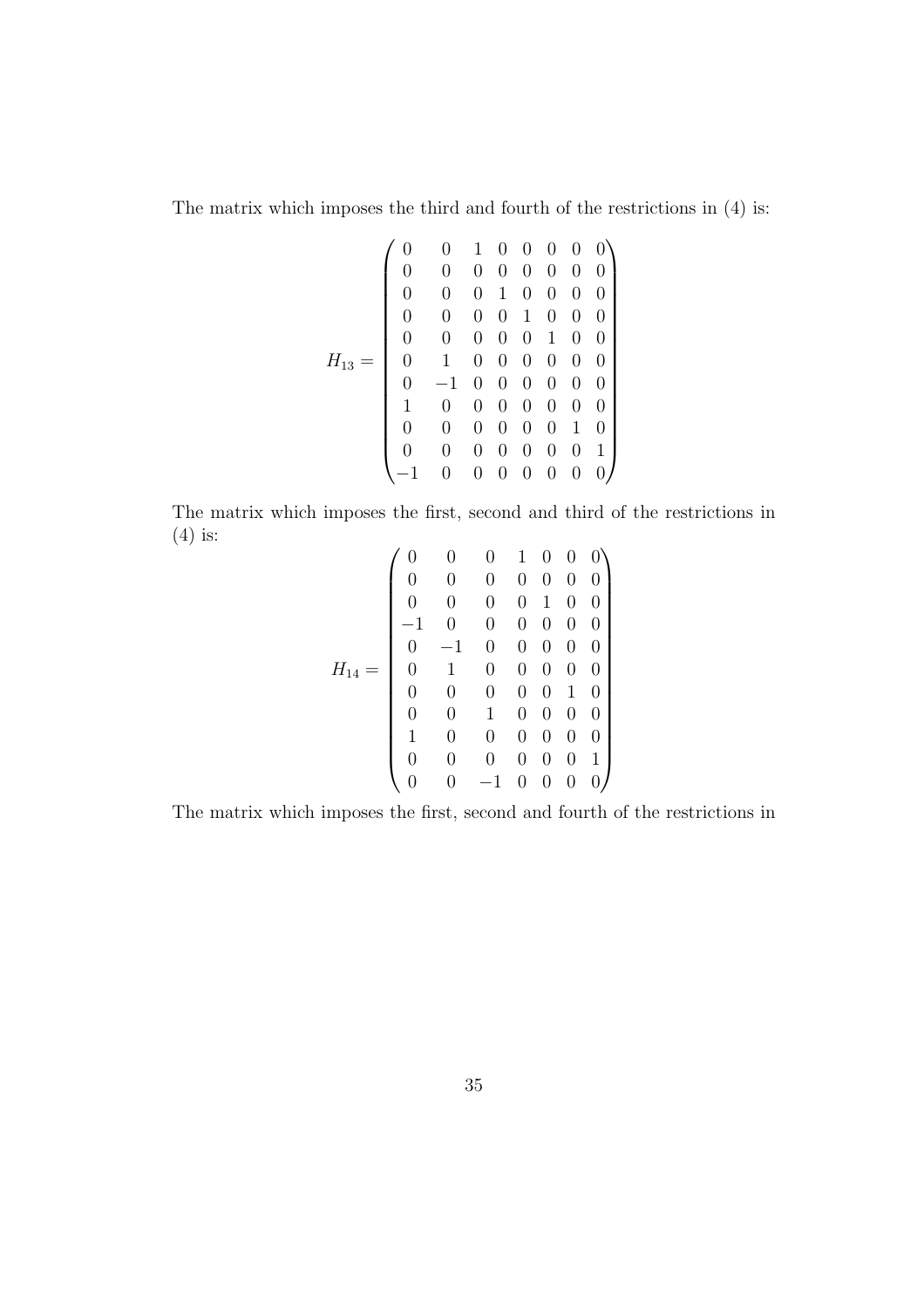The matrix which imposes the third and fourth of the restrictions in (4) is:

$$
H_{13} = \begin{pmatrix}
0 & 0 & 1 & 0 & 0 & 0 & 0 & 0 \\
0 & 0 & 0 & 0 & 0 & 0 & 0 & 0 \\
0 & 0 & 0 & 1 & 0 & 0 & 0 & 0 \\
0 & 0 & 0 & 0 & 1 & 0 & 0 & 0 \\
0 & 0 & 0 & 0 & 0 & 1 & 0 & 0 \\
0 & 1 & 0 & 0 & 0 & 0 & 0 & 0 \\
0 & -1 & 0 & 0 & 0 & 0 & 0 & 0 \\
1 & 0 & 0 & 0 & 0 & 0 & 0 & 0 \\
0 & 0 & 0 & 0 & 0 & 0 & 1 & 0 \\
0 & 0 & 0 & 0 & 0 & 0 & 0 & 1 \\
-1 & 0 & 0 & 0 & 0 & 0 & 0 & 0
\end{pmatrix}
$$

The matrix which imposes the first, second and third of the restrictions in (4) is:

$$
H_{14} = \begin{pmatrix}
0 & 0 & 0 & 1 & 0 & 0 & 0 \\
0 & 0 & 0 & 0 & 0 & 0 & 0 \\
0 & 0 & 0 & 0 & 1 & 0 & 0 \\
-1 & 0 & 0 & 0 & 0 & 0 & 0 \\
0 & -1 & 0 & 0 & 0 & 0 & 0 \\
0 & 1 & 0 & 0 & 0 & 0 & 0 \\
0 & 0 & 0 & 0 & 0 & 1 & 0 \\
0 & 0 & 1 & 0 & 0 & 0 & 0 \\
1 & 0 & 0 & 0 & 0 & 0 & 0 \\
0 & 0 & 0 & 0 & 0 & 0 & 1 \\
0 & 0 & -1 & 0 & 0 & 0 & 0
\end{pmatrix}
$$

The matrix which imposes the first, second and fourth of the restrictions in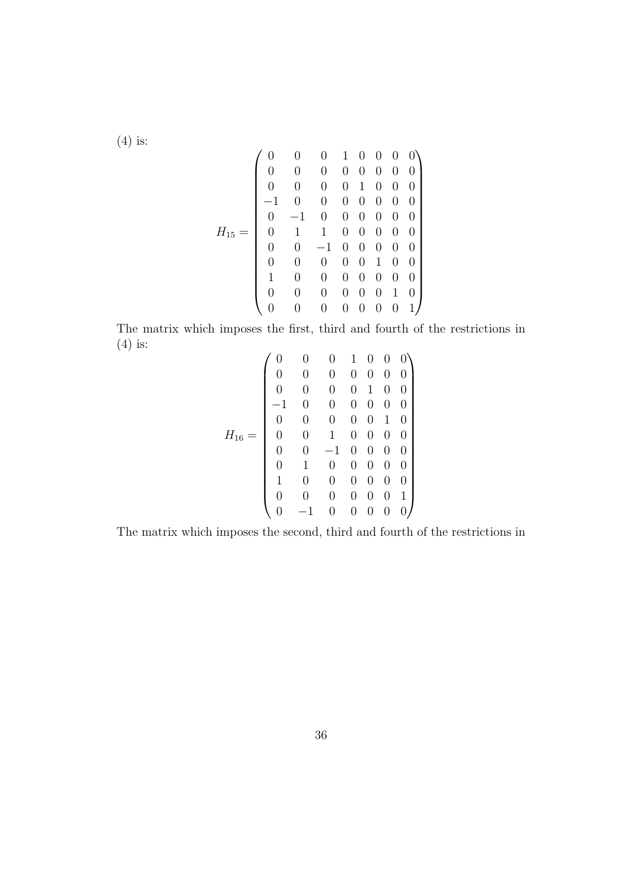(4) is:

$$
H_{15} = \begin{pmatrix}
0 & 0 & 0 & 1 & 0 & 0 & 0 & 0 \\
0 & 0 & 0 & 0 & 0 & 0 & 0 & 0 \\
0 & 0 & 0 & 0 & 1 & 0 & 0 & 0 \\
-1 & 0 & 0 & 0 & 0 & 0 & 0 & 0 \\
0 & -1 & 0 & 0 & 0 & 0 & 0 & 0 \\
0 & 1 & 1 & 0 & 0 & 0 & 0 & 0 \\
0 & 0 & -1 & 0 & 0 & 0 & 0 & 0 \\
0 & 0 & 0 & 0 & 0 & 1 & 0 & 0 \\
1 & 0 & 0 & 0 & 0 & 0 & 0 & 0 \\
0 & 0 & 0 & 0 & 0 & 0 & 1 & 0 \\
0 & 0 & 0 & 0 & 0 & 0 & 0 & 1
\end{pmatrix}
$$

The matrix which imposes the first, third and fourth of the restrictions in (4) is:

$$
H_{16} = \begin{pmatrix}
0 & 0 & 0 & 1 & 0 & 0 & 0 \\
0 & 0 & 0 & 0 & 0 & 0 & 0 \\
0 & 0 & 0 & 0 & 1 & 0 & 0 \\
-1 & 0 & 0 & 0 & 0 & 0 & 0 \\
0 & 0 & 0 & 0 & 0 & 1 & 0 \\
0 & 0 & 1 & 0 & 0 & 0 & 0 \\
0 & 0 & -1 & 0 & 0 & 0 & 0 \\
0 & 1 & 0 & 0 & 0 & 0 & 0 \\
1 & 0 & 0 & 0 & 0 & 0 & 0 \\
0 & 0 & 0 & 0 & 0 & 0 & 1 \\
0 & -1 & 0 & 0 & 0 & 0 & 0
\end{pmatrix}
$$

The matrix which imposes the second, third and fourth of the restrictions in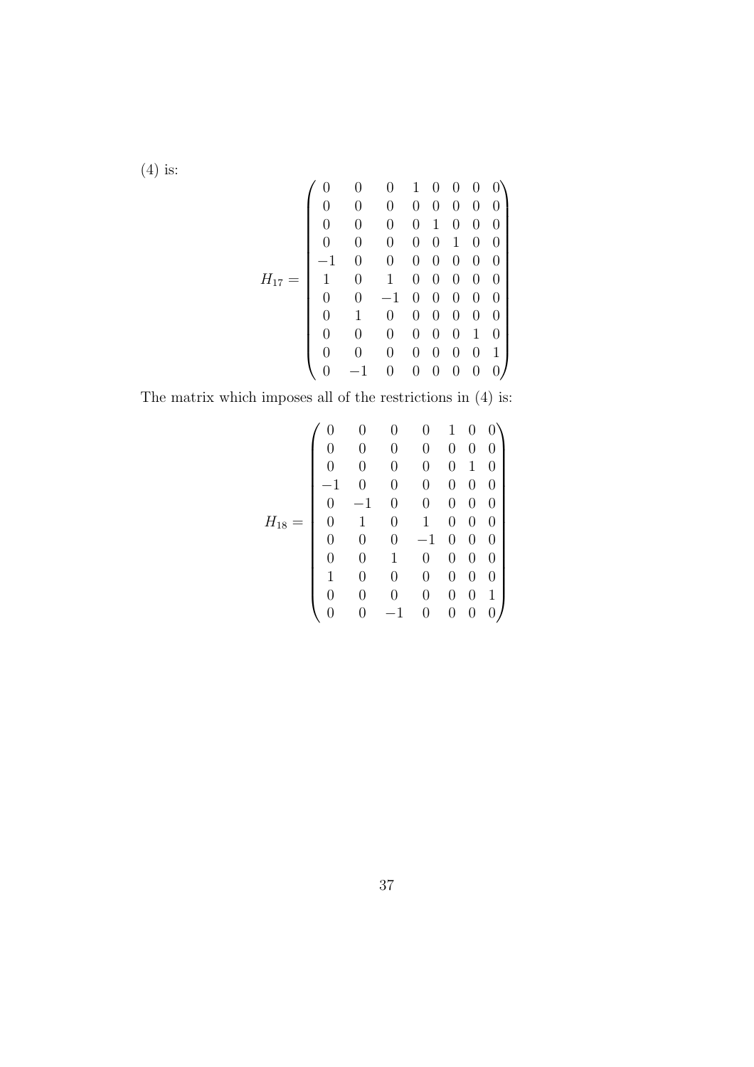(4) is:

$$H_{17} = \begin{pmatrix} 0 & 0 & 0 & 1 & 0 & 0 & 0 & 0 \\ 0 & 0 & 0 & 0 & 0 & 0 & 0 & 0 \\ 0 & 0 & 0 & 0 & 1 & 0 & 0 & 0 \\ 0 & 0 & 0 & 0 & 0 & 1 & 0 & 0 \\ -1 & 0 & 0 & 0 & 0 & 0 & 0 & 0 \\ 1 & 0 & 1 & 0 & 0 & 0 & 0 & 0 \\ 0 & 0 & -1 & 0 & 0 & 0 & 0 & 0 \\ 0 & 1 & 0 & 0 & 0 & 0 & 0 & 0 \\ 0 & 0 & 0 & 0 & 0 & 0 & 1 & 0 \\ 0 & 0 & 0 & 0 & 0 & 0 & 0 & 1 \\ 0 & -1 & 0 & 0 & 0 & 0 & 0 & 0 \end{pmatrix}$$

The matrix which imposes all of the restrictions in (4) is:

$$H_{18} = \begin{pmatrix} 0 & 0 & 0 & 0 & 1 & 0 & 0 \\ 0 & 0 & 0 & 0 & 0 & 0 & 0 \\ 0 & 0 & 0 & 0 & 0 & 1 & 0 \\ -1 & 0 & 0 & 0 & 0 & 0 & 0 \\ 0 & -1 & 0 & 0 & 0 & 0 & 0 \\ 0 & 1 & 0 & 1 & 0 & 0 & 0 \\ 0 & 0 & 0 & -1 & 0 & 0 & 0 \\ 0 & 0 & 1 & 0 & 0 & 0 & 0 \\ 1 & 0 & 0 & 0 & 0 & 0 & 0 \\ 0 & 0 & 0 & 0 & 0 & 0 & 1 \\ 0 & 0 & -1 & 0 & 0 & 0 & 0 \end{pmatrix}$$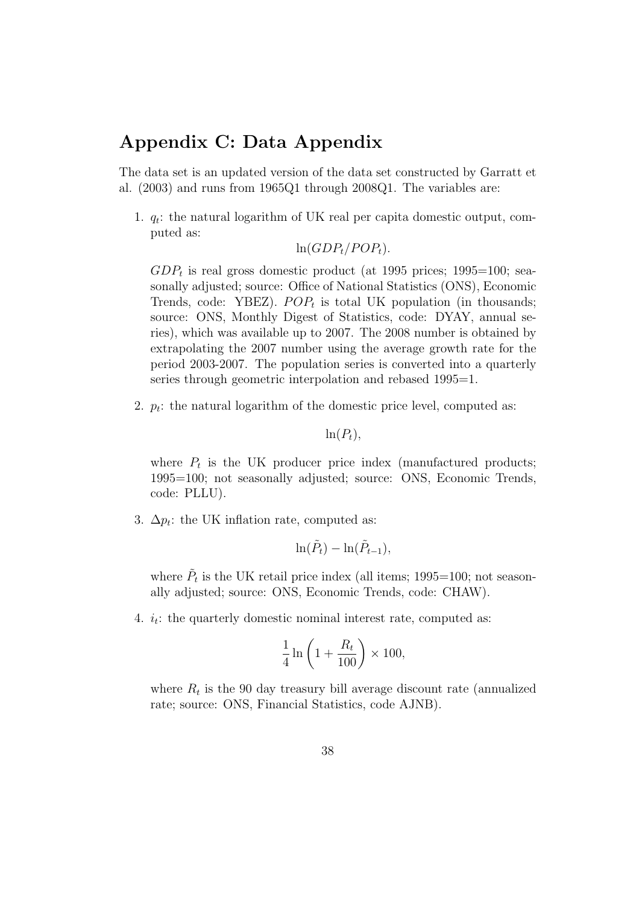# Appendix C: Data Appendix

The data set is an updated version of the data set constructed by Garratt et al. (2003) and runs from 1965Q1 through 2008Q1. The variables are:

1. $q_t$: the natural logarithm of UK real per capita domestic output, computed as:

   $$\ln(GDP_t/POP_t).$$

   $GDP_t$ is real gross domestic product (at 1995 prices; 1995=100; seasonally adjusted; source: Office of National Statistics (ONS), Economic Trends, code: YBEZ). $POP_t$ is total UK population (in thousands; source: ONS, Monthly Digest of Statistics, code: DYAY, annual series), which was available up to 2007. The 2008 number is obtained by extrapolating the 2007 number using the average growth rate for the period 2003-2007. The population series is converted into a quarterly series through geometric interpolation and rebased 1995=1.

2. $p_t$: the natural logarithm of the domestic price level, computed as:

   $$\ln(P_t),$$

   where $P_t$ is the UK producer price index (manufactured products; 1995=100; not seasonally adjusted; source: ONS, Economic Trends, code: PLLU).

3. $\Delta p_t$: the UK inflation rate, computed as:

   $$\ln(\tilde{P}_t) - \ln(\tilde{P}_{t-1}),$$

   where $\tilde{P}_t$ is the UK retail price index (all items; 1995=100; not seasonally adjusted; source: ONS, Economic Trends, code: CHAW).

4. $i_t$: the quarterly domestic nominal interest rate, computed as:

   $$\frac{1}{4} \ln \left(1 + \frac{R_t}{100}\right) \times 100,$$

   where $R_t$ is the 90 day treasury bill average discount rate (annualized rate; source: ONS, Financial Statistics, code AJNB).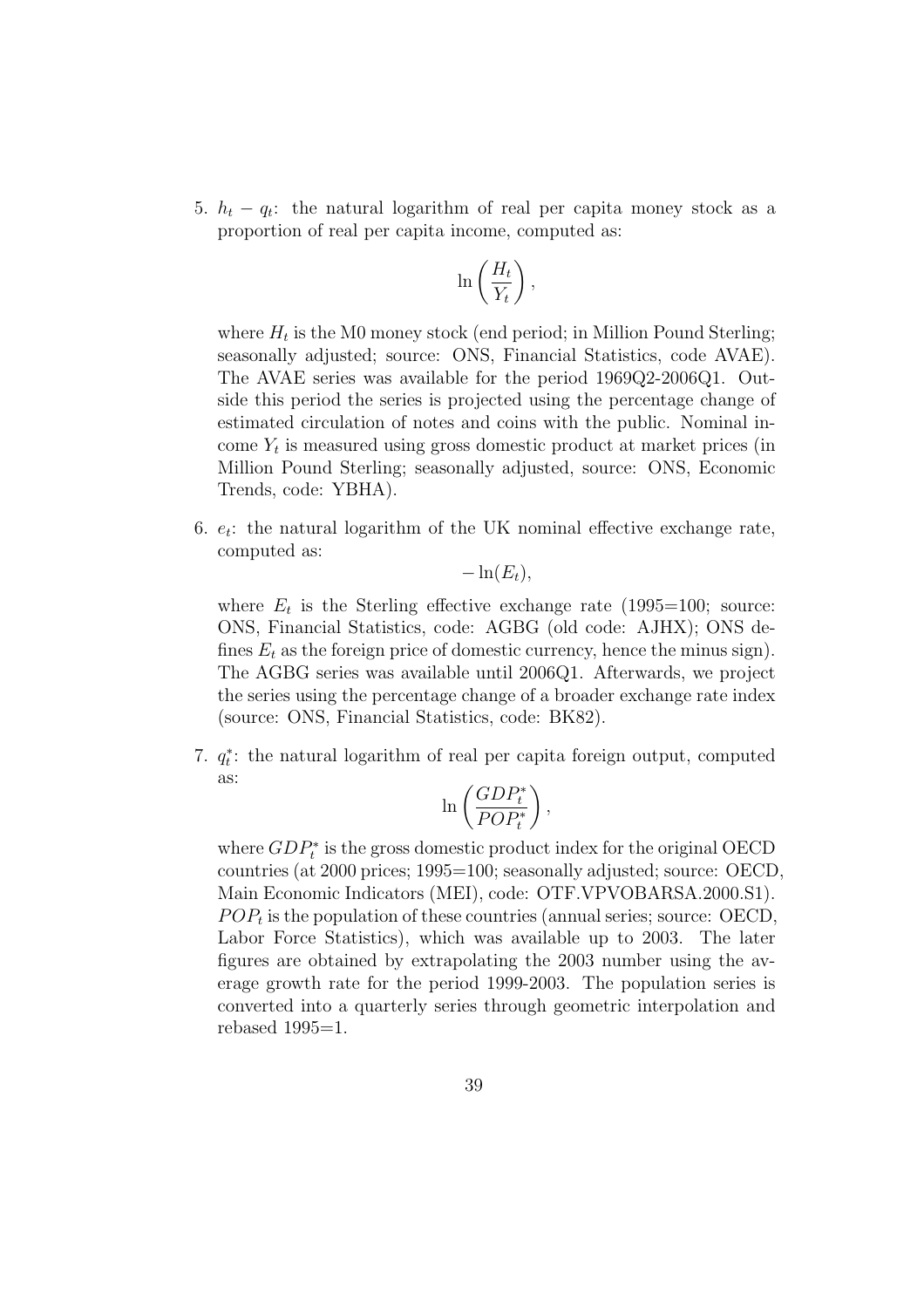5. $h_t - q_t$: the natural logarithm of real per capita money stock as a proportion of real per capita income, computed as:

$$\ln\left(\frac{H_t}{Y_t}\right),$$

where $H_t$ is the M0 money stock (end period; in Million Pound Sterling; seasonally adjusted; source: ONS, Financial Statistics, code AVAE). The AVAE series was available for the period 1969Q2-2006Q1. Outside this period the series is projected using the percentage change of estimated circulation of notes and coins with the public. Nominal income $Y_t$ is measured using gross domestic product at market prices (in Million Pound Sterling; seasonally adjusted, source: ONS, Economic Trends, code: YBHA).

6. $e_t$: the natural logarithm of the UK nominal effective exchange rate, computed as:

$$-\ln(E_t),$$

where $E_t$ is the Sterling effective exchange rate (1995=100; source: ONS, Financial Statistics, code: AGBG (old code: AJHX); ONS defines $E_t$ as the foreign price of domestic currency, hence the minus sign). The AGBG series was available until 2006Q1. Afterwards, we project the series using the percentage change of a broader exchange rate index (source: ONS, Financial Statistics, code: BK82).

7. $q_t^*$: the natural logarithm of real per capita foreign output, computed as:

$$\ln\left(\frac{GDP_t^*}{POP_t^*}\right),$$

where $GDP_t^*$ is the gross domestic product index for the original OECD countries (at 2000 prices; 1995=100; seasonally adjusted; source: OECD, Main Economic Indicators (MEI), code: OTF.VPVOBARSA.2000.S1). $POP_t$ is the population of these countries (annual series; source: OECD, Labor Force Statistics), which was available up to 2003. The later figures are obtained by extrapolating the 2003 number using the average growth rate for the period 1999-2003. The population series is converted into a quarterly series through geometric interpolation and rebased 1995=1.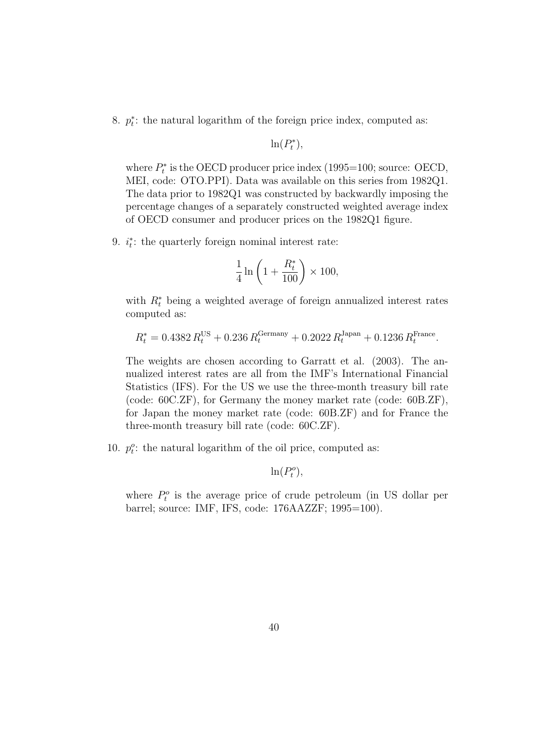8. $p_t^*$: the natural logarithm of the foreign price index, computed as:

$$\ln(P_t^*),$$

where $P_t^*$ is the OECD producer price index (1995=100; source: OECD, MEI, code: OTO.PPI). Data was available on this series from 1982Q1. The data prior to 1982Q1 was constructed by backwardly imposing the percentage changes of a separately constructed weighted average index of OECD consumer and producer prices on the 1982Q1 figure.

9. $i_t^*$: the quarterly foreign nominal interest rate:

$$\frac{1}{4}\ln\left(1+\frac{R_t^*}{100}\right)\times 100,$$

with $R_t^*$ being a weighted average of foreign annualized interest rates computed as:

$$R_t^* = 0.4382\, R_t^{\text{US}} + 0.236\, R_t^{\text{Germany}} + 0.2022\, R_t^{\text{Japan}} + 0.1236\, R_t^{\text{France}}.$$

The weights are chosen according to Garratt et al. (2003). The annualized interest rates are all from the IMF's International Financial Statistics (IFS). For the US we use the three-month treasury bill rate (code: 60C.ZF), for Germany the money market rate (code: 60B.ZF), for Japan the money market rate (code: 60B.ZF) and for France the three-month treasury bill rate (code: 60C.ZF).

10. $p_t^o$: the natural logarithm of the oil price, computed as:

$$\ln(P_t^o),$$

where $P_t^o$ is the average price of crude petroleum (in US dollar per barrel; source: IMF, IFS, code: 176AAZZF; 1995=100).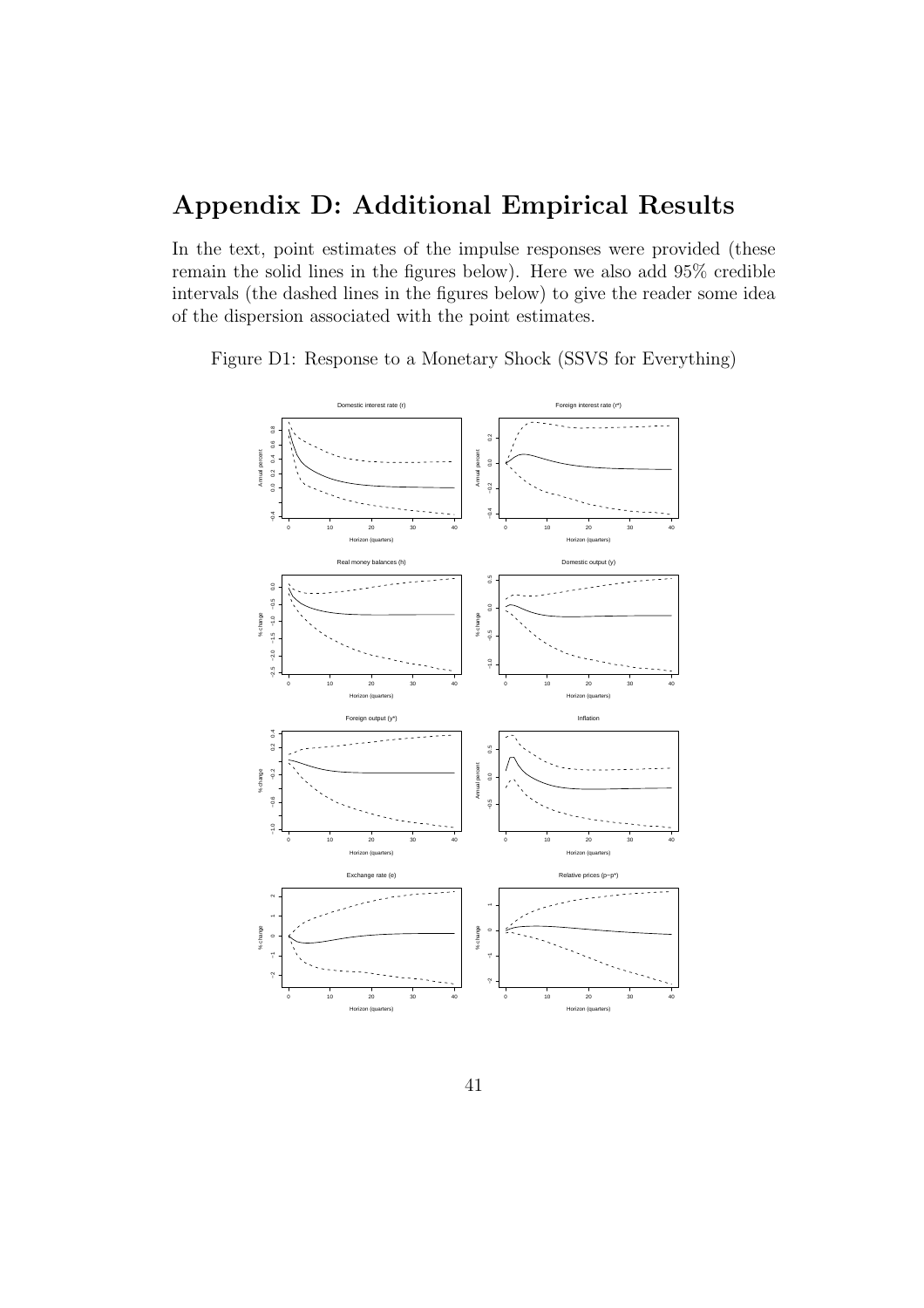# Appendix D: Additional Empirical Results

In the text, point estimates of the impulse responses were provided (these remain the solid lines in the figures below). Here we also add 95% credible intervals (the dashed lines in the figures below) to give the reader some idea of the dispersion associated with the point estimates.

Figure D1: Response to a Monetary Shock (SSVS for Everything)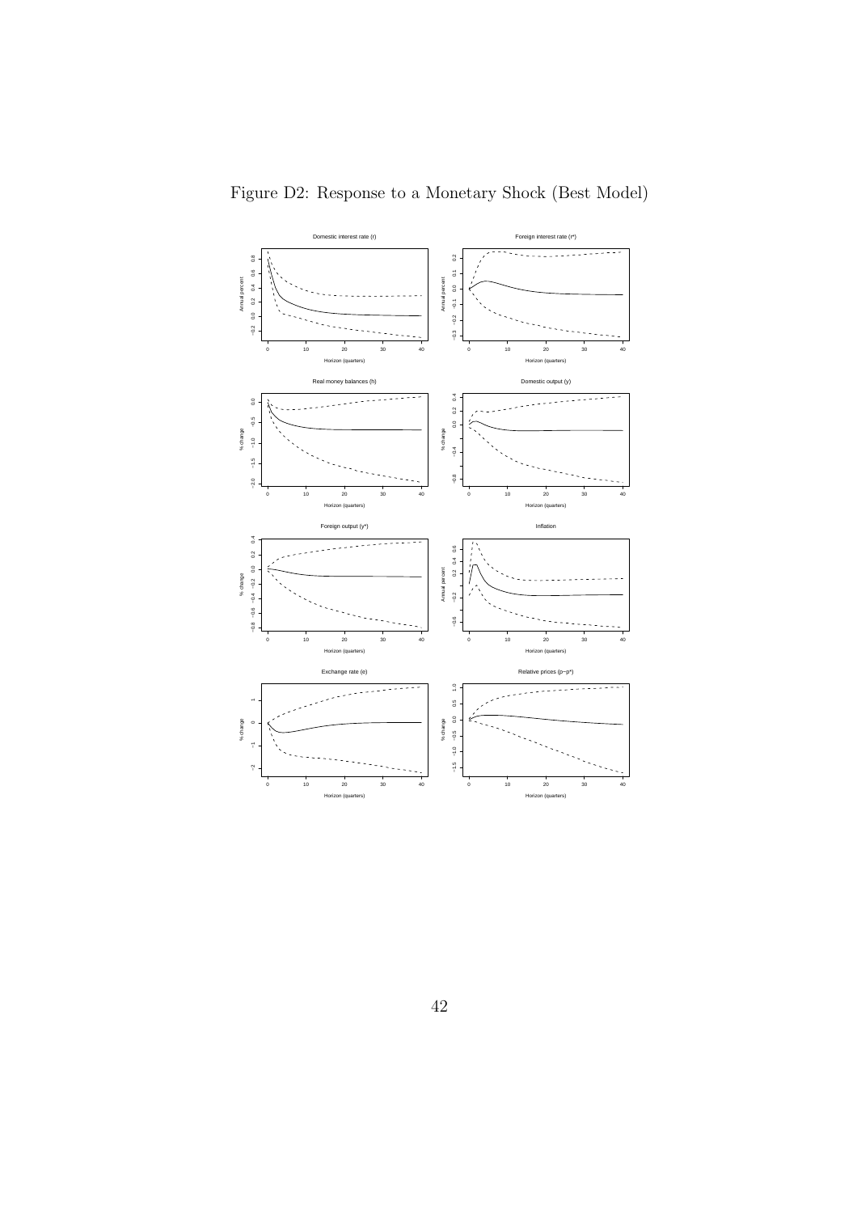Figure D2: Response to a Monetary Shock (Best Model)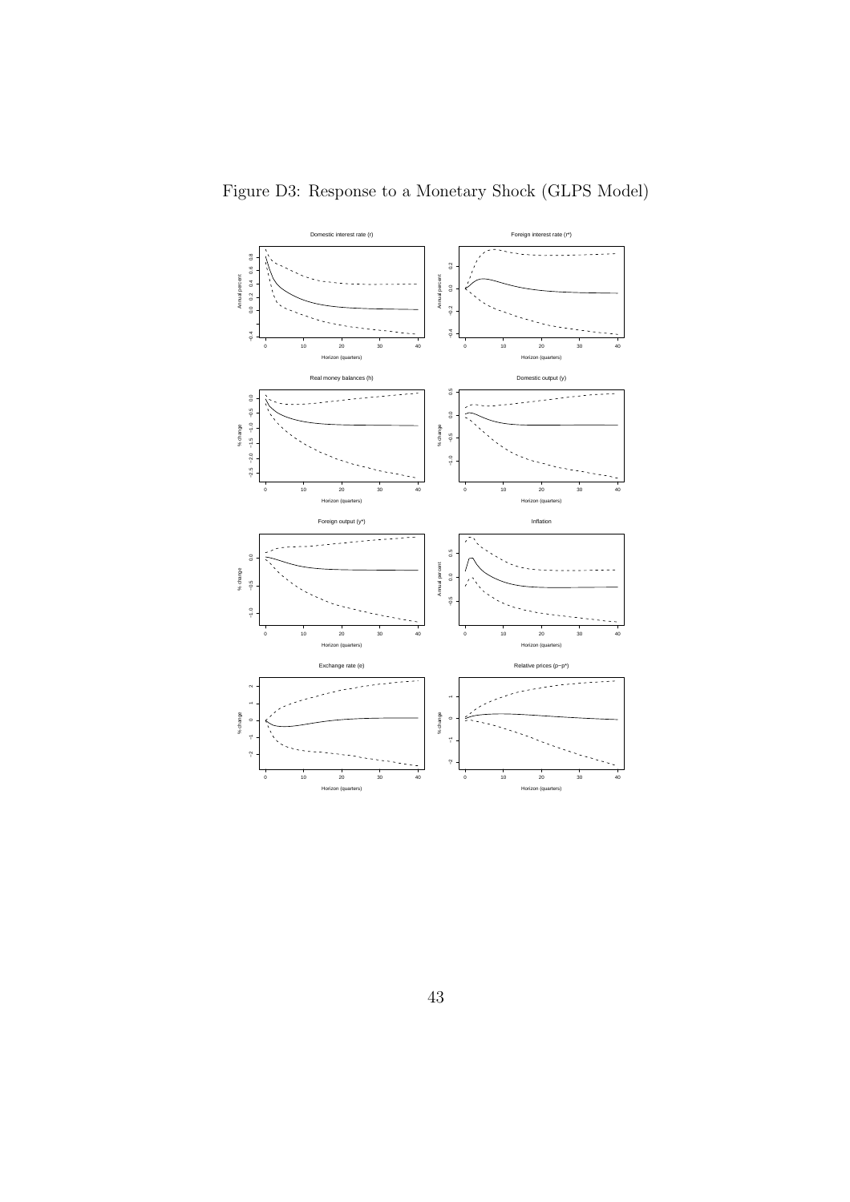Figure D3: Response to a Monetary Shock (GLPS Model)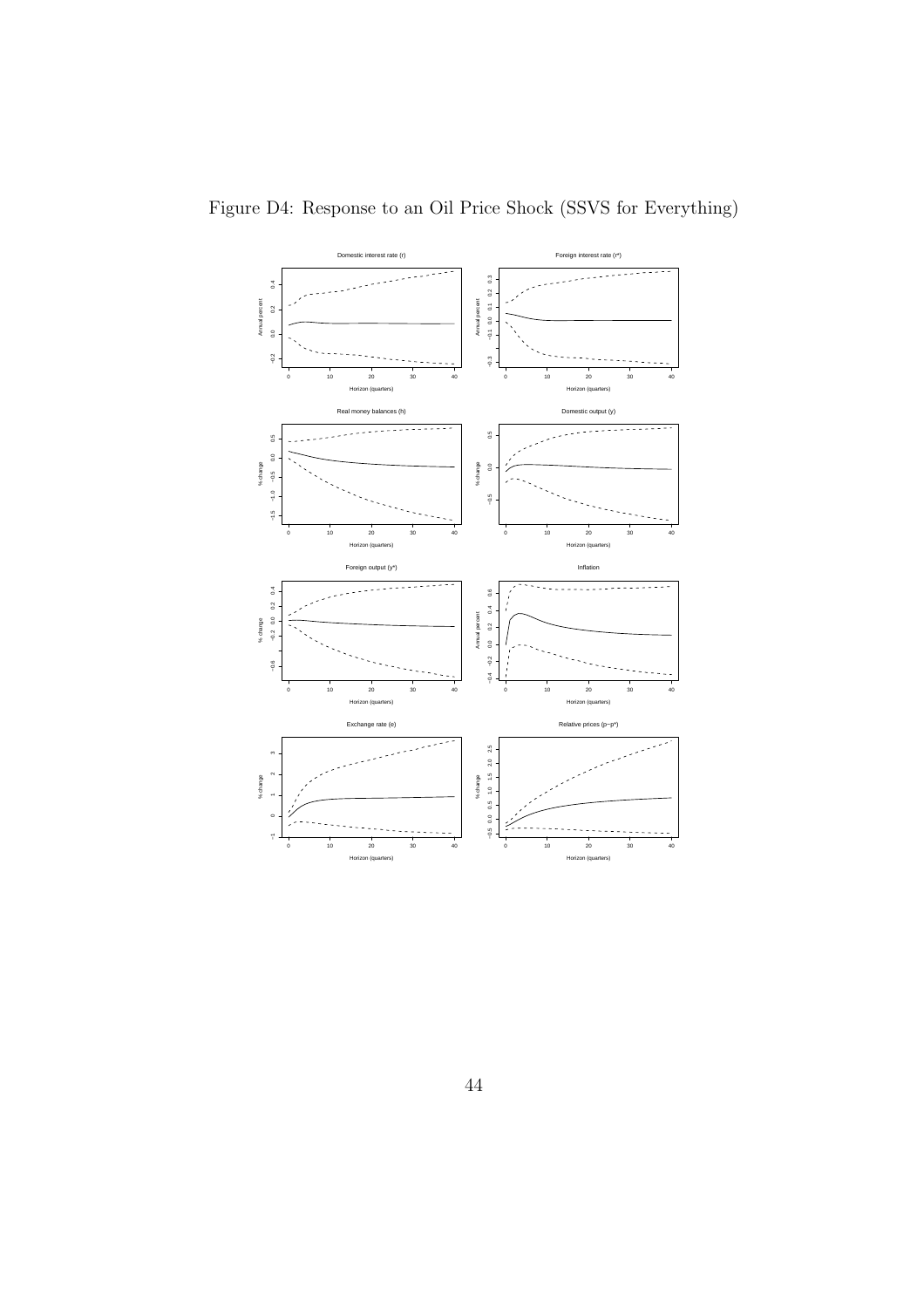Figure D4: Response to an Oil Price Shock (SSVS for Everything)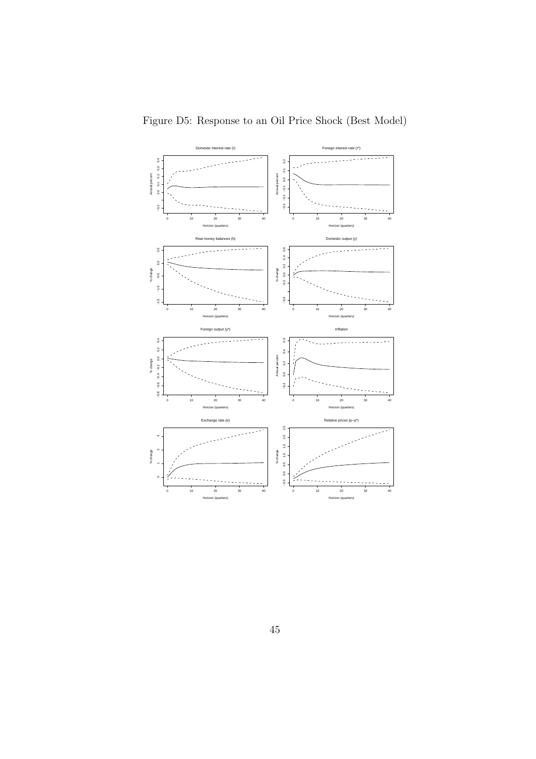Figure D5: Response to an Oil Price Shock (Best Model)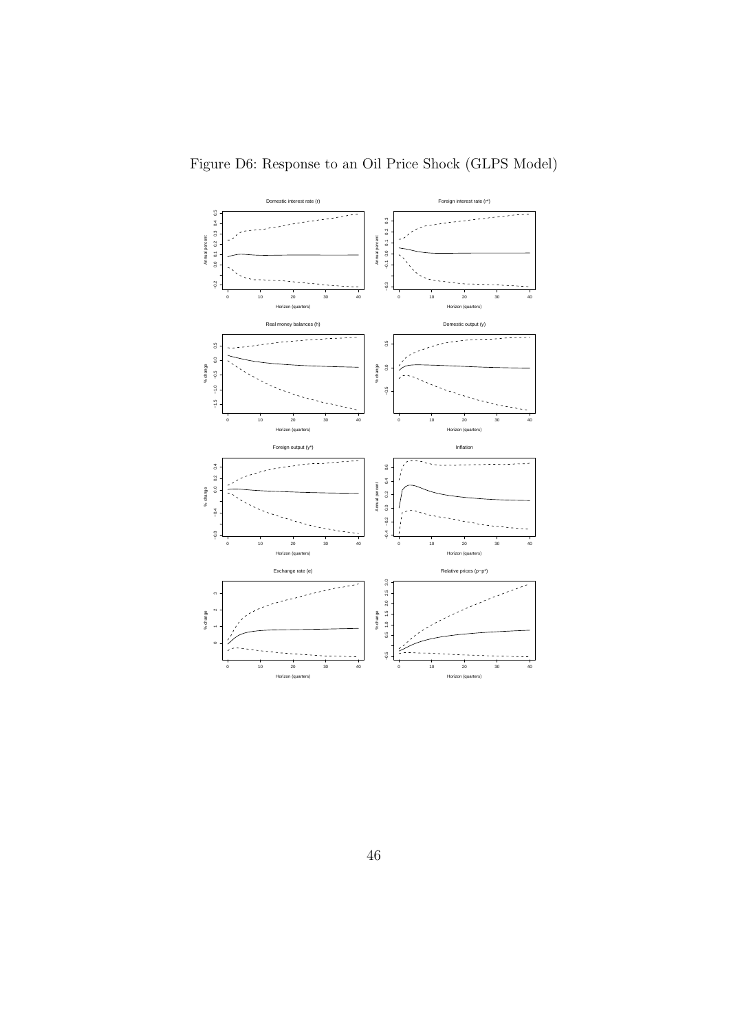Figure D6: Response to an Oil Price Shock (GLPS Model)

Domestic interest rate (r)

Annual percent

−0.2 0.0 0.1 0.2 0.3 0.4 0.5

0 10 20 30 40

Horizon (quarters)

Foreign interest rate (r*)

Annual percent

−0.3 −0.1 0.0 0.1 0.2 0.3

0 10 20 30 40

Horizon (quarters)

Real money balances (h)

% change

−1.5 −1.0 −0.5 0.0 0.5

0 10 20 30 40

Horizon (quarters)

Domestic output (y)

% change

−0.5 0.0 0.5

0 10 20 30 40

Horizon (quarters)

Foreign output (y*)

% change

−0.8 −0.4 0.0 0.2 0.4

0 10 20 30 40

Horizon (quarters)

Inflation

Annual percent

−0.4 −0.2 0.0 0.2 0.4 0.6

0 10 20 30 40

Horizon (quarters)

Exchange rate (e)

% change

0 1 2 3

0 10 20 30 40

Horizon (quarters)

Relative prices (p−p*)

% change

−0.5 0.5 1.0 1.5 2.0 2.5 3.0

0 10 20 30 40

Horizon (quarters)